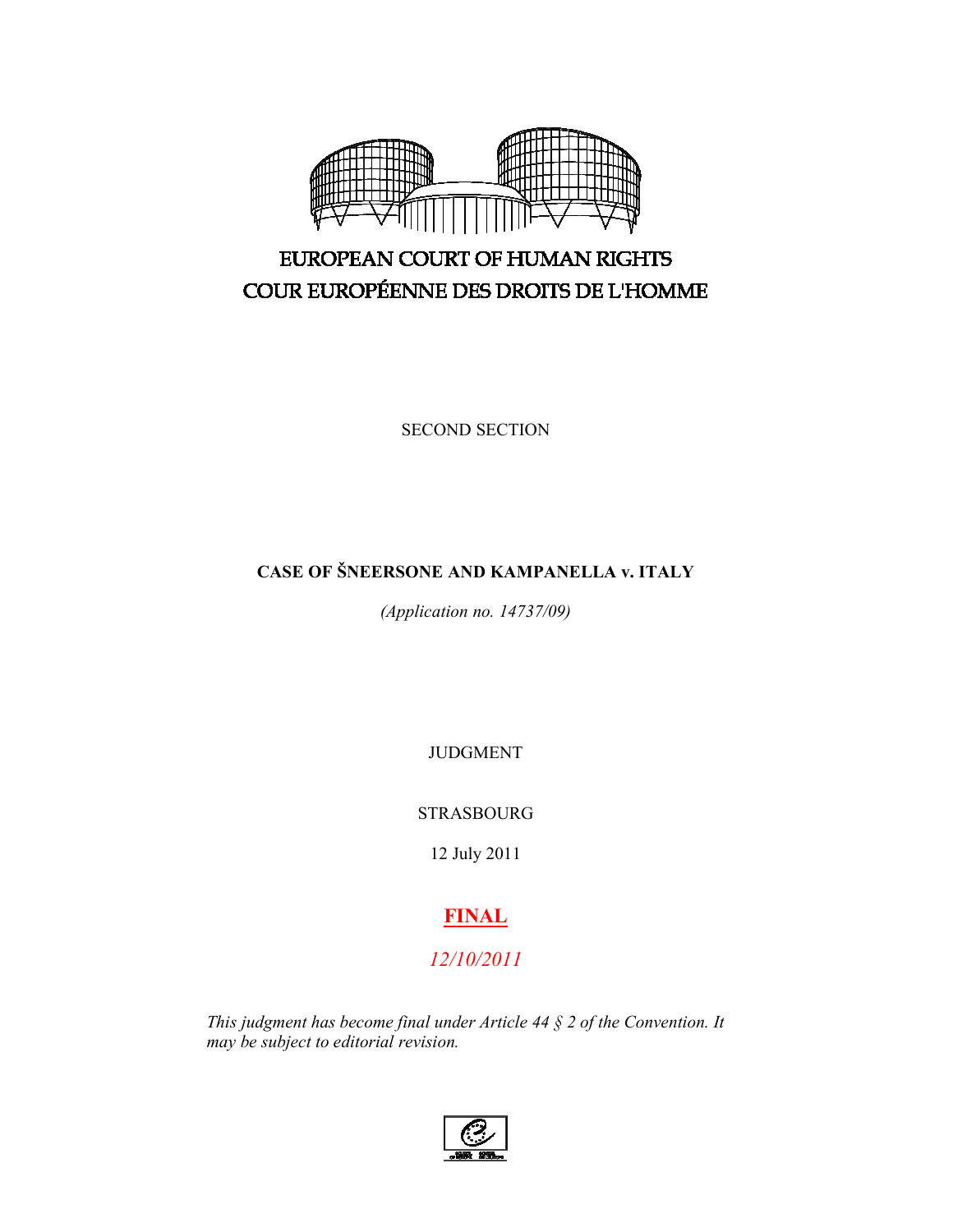EUROPEAN COURT OF HUMAN RIGHTS

COUR EUROPÉENNE DES DROITS DE L'HOMME

SECOND SECTION

**CASE OF ŠNEERSONE AND KAMPANELLA v. ITALY**

*(Application no. 14737/09)*

JUDGMENT

STRASBOURG

12 July 2011

**FINAL**

*12/10/2011*

*This judgment has become final under Article 44 § 2 of the Convention. It may be subject to editorial revision.*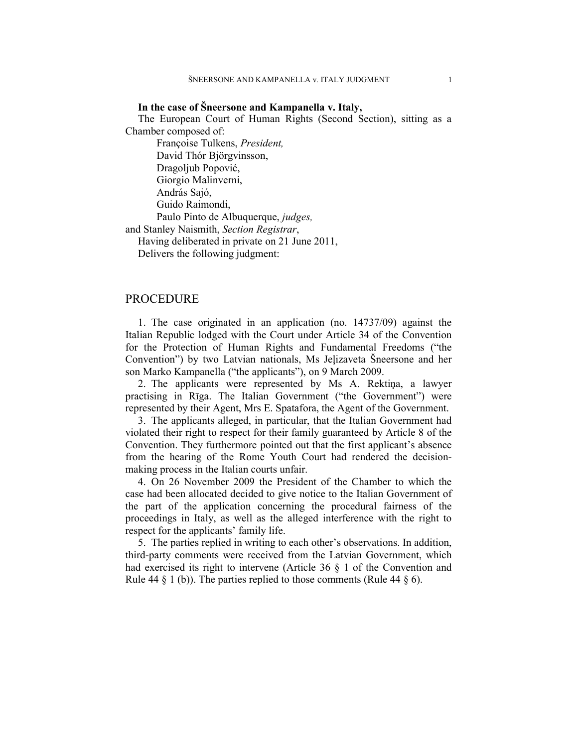**In the case of Šneersone and Kampanella v. Italy,**

The European Court of Human Rights (Second Section), sitting as a Chamber composed of:

Françoise Tulkens, *President,*
David Thór Björgvinsson,
Dragoljub Popović,
Giorgio Malinverni,
András Sajó,
Guido Raimondi,
Paulo Pinto de Albuquerque, *judges,*
and Stanley Naismith, *Section Registrar*,

Having deliberated in private on 21 June 2011,

Delivers the following judgment:

# PROCEDURE

1. The case originated in an application (no. 14737/09) against the Italian Republic lodged with the Court under Article 34 of the Convention for the Protection of Human Rights and Fundamental Freedoms ("the Convention") by two Latvian nationals, Ms Jeļizaveta Šneersone and her son Marko Kampanella ("the applicants"), on 9 March 2009.

2. The applicants were represented by Ms A. Rektiņa, a lawyer practising in Rīga. The Italian Government ("the Government") were represented by their Agent, Mrs E. Spatafora, the Agent of the Government.

3. The applicants alleged, in particular, that the Italian Government had violated their right to respect for their family guaranteed by Article 8 of the Convention. They furthermore pointed out that the first applicant's absence from the hearing of the Rome Youth Court had rendered the decision-making process in the Italian courts unfair.

4. On 26 November 2009 the President of the Chamber to which the case had been allocated decided to give notice to the Italian Government of the part of the application concerning the procedural fairness of the proceedings in Italy, as well as the alleged interference with the right to respect for the applicants' family life.

5. The parties replied in writing to each other's observations. In addition, third-party comments were received from the Latvian Government, which had exercised its right to intervene (Article 36 § 1 of the Convention and Rule 44 § 1 (b)). The parties replied to those comments (Rule 44 § 6).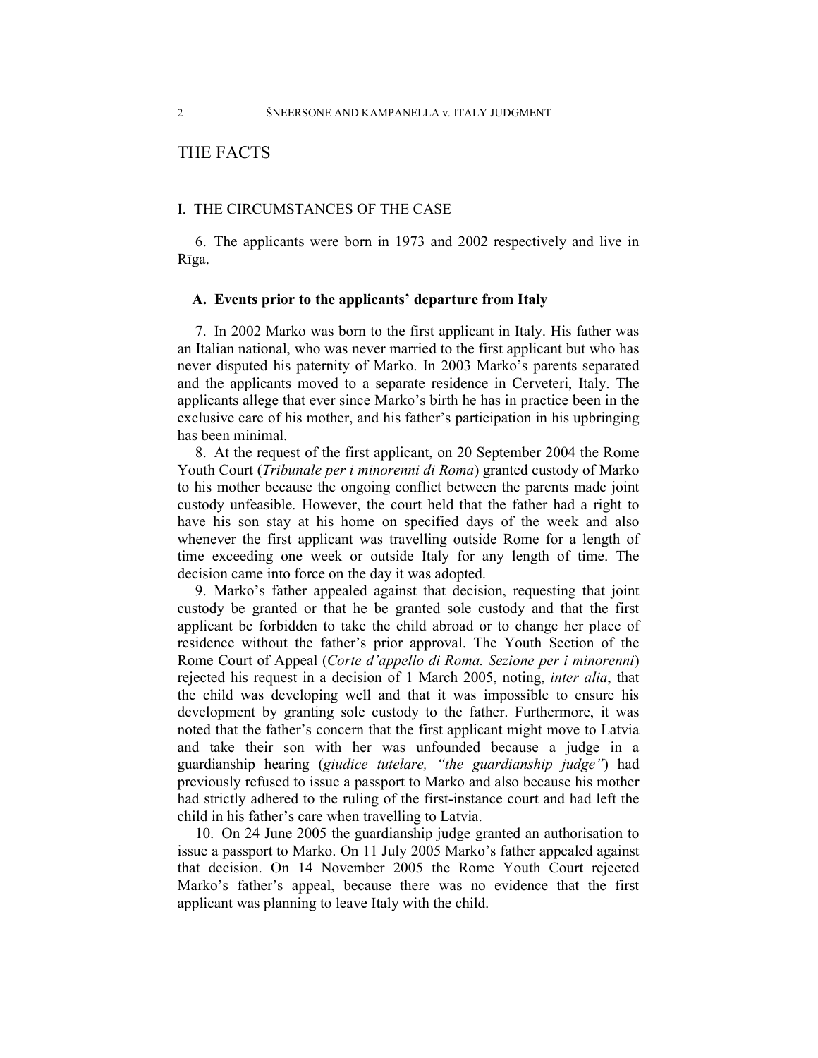# THE FACTS

## I. THE CIRCUMSTANCES OF THE CASE

6. The applicants were born in 1973 and 2002 respectively and live in Rīga.

### A. Events prior to the applicants' departure from Italy

7. In 2002 Marko was born to the first applicant in Italy. His father was an Italian national, who was never married to the first applicant but who has never disputed his paternity of Marko. In 2003 Marko's parents separated and the applicants moved to a separate residence in Cerveteri, Italy. The applicants allege that ever since Marko's birth he has in practice been in the exclusive care of his mother, and his father's participation in his upbringing has been minimal.

8. At the request of the first applicant, on 20 September 2004 the Rome Youth Court (*Tribunale per i minorenni di Roma*) granted custody of Marko to his mother because the ongoing conflict between the parents made joint custody unfeasible. However, the court held that the father had a right to have his son stay at his home on specified days of the week and also whenever the first applicant was travelling outside Rome for a length of time exceeding one week or outside Italy for any length of time. The decision came into force on the day it was adopted.

9. Marko's father appealed against that decision, requesting that joint custody be granted or that he be granted sole custody and that the first applicant be forbidden to take the child abroad or to change her place of residence without the father's prior approval. The Youth Section of the Rome Court of Appeal (*Corte d'appello di Roma. Sezione per i minorenni*) rejected his request in a decision of 1 March 2005, noting, *inter alia*, that the child was developing well and that it was impossible to ensure his development by granting sole custody to the father. Furthermore, it was noted that the father's concern that the first applicant might move to Latvia and take their son with her was unfounded because a judge in a guardianship hearing (*giudice tutelare, "the guardianship judge"*) had previously refused to issue a passport to Marko and also because his mother had strictly adhered to the ruling of the first-instance court and had left the child in his father's care when travelling to Latvia.

10. On 24 June 2005 the guardianship judge granted an authorisation to issue a passport to Marko. On 11 July 2005 Marko's father appealed against that decision. On 14 November 2005 the Rome Youth Court rejected Marko's father's appeal, because there was no evidence that the first applicant was planning to leave Italy with the child.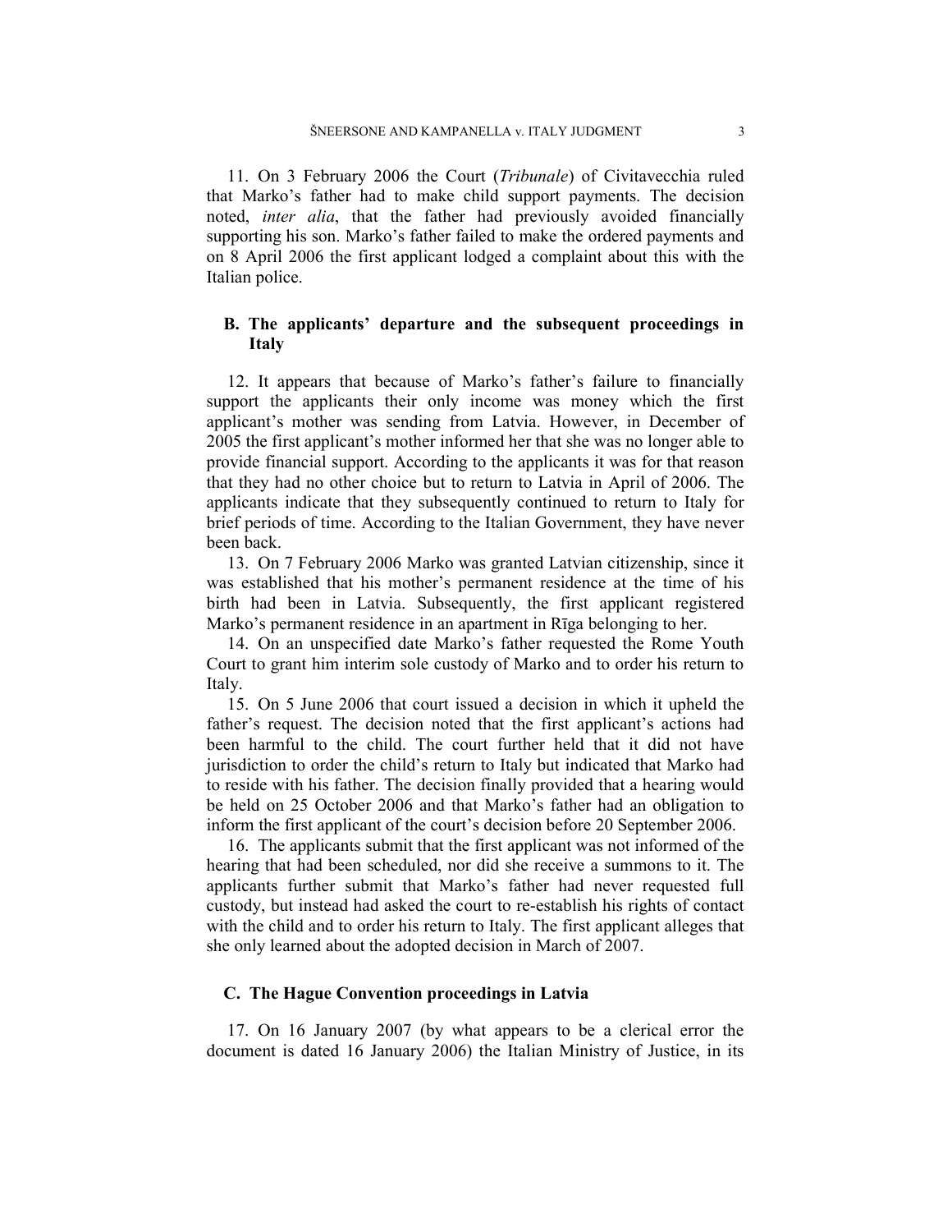11. On 3 February 2006 the Court (*Tribunale*) of Civitavecchia ruled that Marko's father had to make child support payments. The decision noted, *inter alia*, that the father had previously avoided financially supporting his son. Marko's father failed to make the ordered payments and on 8 April 2006 the first applicant lodged a complaint about this with the Italian police.

### B. The applicants' departure and the subsequent proceedings in Italy

12. It appears that because of Marko's father's failure to financially support the applicants their only income was money which the first applicant's mother was sending from Latvia. However, in December of 2005 the first applicant's mother informed her that she was no longer able to provide financial support. According to the applicants it was for that reason that they had no other choice but to return to Latvia in April of 2006. The applicants indicate that they subsequently continued to return to Italy for brief periods of time. According to the Italian Government, they have never been back.

13. On 7 February 2006 Marko was granted Latvian citizenship, since it was established that his mother's permanent residence at the time of his birth had been in Latvia. Subsequently, the first applicant registered Marko's permanent residence in an apartment in Rīga belonging to her.

14. On an unspecified date Marko's father requested the Rome Youth Court to grant him interim sole custody of Marko and to order his return to Italy.

15. On 5 June 2006 that court issued a decision in which it upheld the father's request. The decision noted that the first applicant's actions had been harmful to the child. The court further held that it did not have jurisdiction to order the child's return to Italy but indicated that Marko had to reside with his father. The decision finally provided that a hearing would be held on 25 October 2006 and that Marko's father had an obligation to inform the first applicant of the court's decision before 20 September 2006.

16. The applicants submit that the first applicant was not informed of the hearing that had been scheduled, nor did she receive a summons to it. The applicants further submit that Marko's father had never requested full custody, but instead had asked the court to re-establish his rights of contact with the child and to order his return to Italy. The first applicant alleges that she only learned about the adopted decision in March of 2007.

### C. The Hague Convention proceedings in Latvia

17. On 16 January 2007 (by what appears to be a clerical error the document is dated 16 January 2006) the Italian Ministry of Justice, in its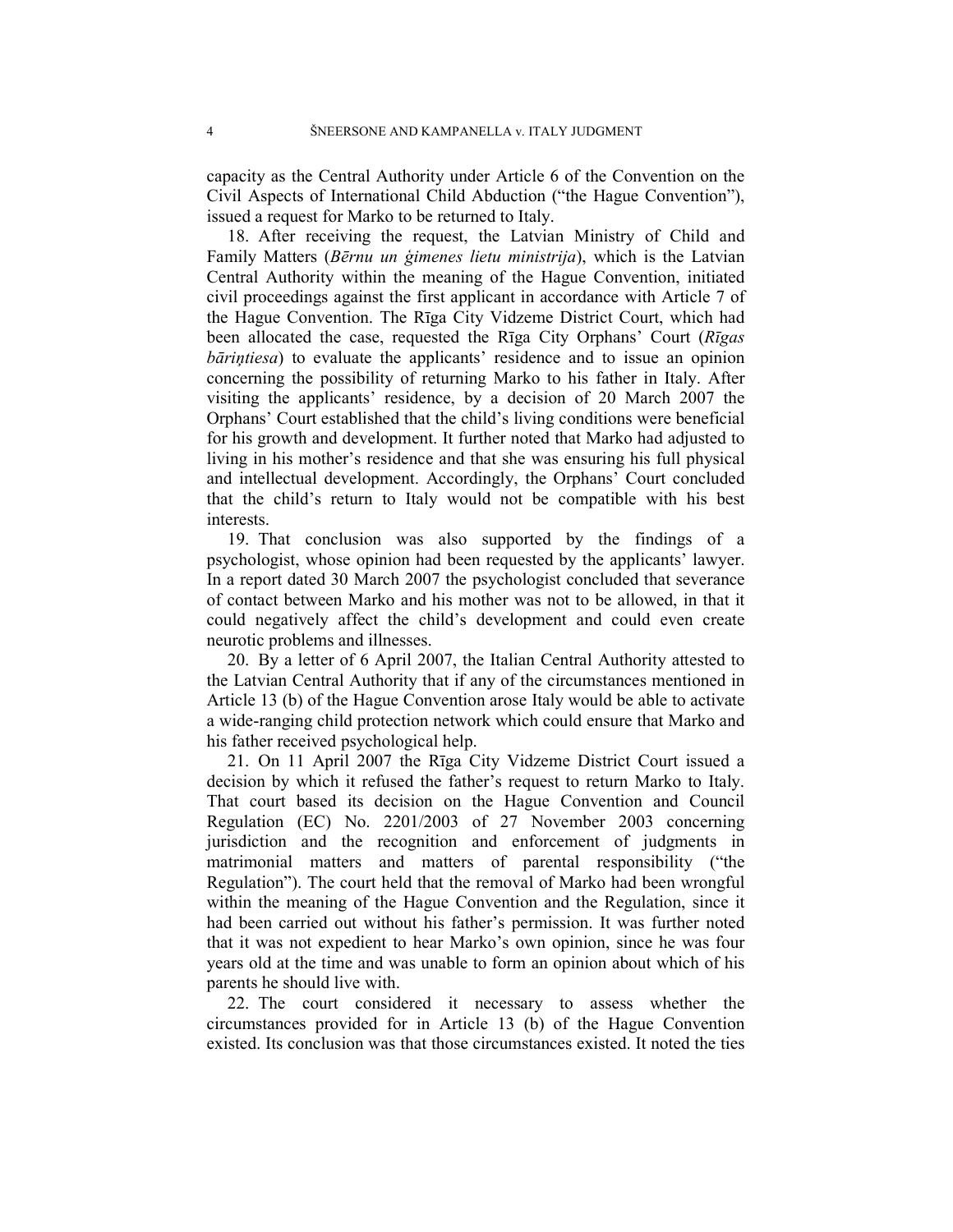capacity as the Central Authority under Article 6 of the Convention on the Civil Aspects of International Child Abduction ("the Hague Convention"), issued a request for Marko to be returned to Italy.

18. After receiving the request, the Latvian Ministry of Child and Family Matters (*Bērnu un ģimenes lietu ministrija*), which is the Latvian Central Authority within the meaning of the Hague Convention, initiated civil proceedings against the first applicant in accordance with Article 7 of the Hague Convention. The Rīga City Vidzeme District Court, which had been allocated the case, requested the Rīga City Orphans' Court (*Rīgas bāriņtiesa*) to evaluate the applicants' residence and to issue an opinion concerning the possibility of returning Marko to his father in Italy. After visiting the applicants' residence, by a decision of 20 March 2007 the Orphans' Court established that the child's living conditions were beneficial for his growth and development. It further noted that Marko had adjusted to living in his mother's residence and that she was ensuring his full physical and intellectual development. Accordingly, the Orphans' Court concluded that the child's return to Italy would not be compatible with his best interests.

19. That conclusion was also supported by the findings of a psychologist, whose opinion had been requested by the applicants' lawyer. In a report dated 30 March 2007 the psychologist concluded that severance of contact between Marko and his mother was not to be allowed, in that it could negatively affect the child's development and could even create neurotic problems and illnesses.

20. By a letter of 6 April 2007, the Italian Central Authority attested to the Latvian Central Authority that if any of the circumstances mentioned in Article 13 (b) of the Hague Convention arose Italy would be able to activate a wide-ranging child protection network which could ensure that Marko and his father received psychological help.

21. On 11 April 2007 the Rīga City Vidzeme District Court issued a decision by which it refused the father's request to return Marko to Italy. That court based its decision on the Hague Convention and Council Regulation (EC) No. 2201/2003 of 27 November 2003 concerning jurisdiction and the recognition and enforcement of judgments in matrimonial matters and matters of parental responsibility ("the Regulation"). The court held that the removal of Marko had been wrongful within the meaning of the Hague Convention and the Regulation, since it had been carried out without his father's permission. It was further noted that it was not expedient to hear Marko's own opinion, since he was four years old at the time and was unable to form an opinion about which of his parents he should live with.

22. The court considered it necessary to assess whether the circumstances provided for in Article 13 (b) of the Hague Convention existed. Its conclusion was that those circumstances existed. It noted the ties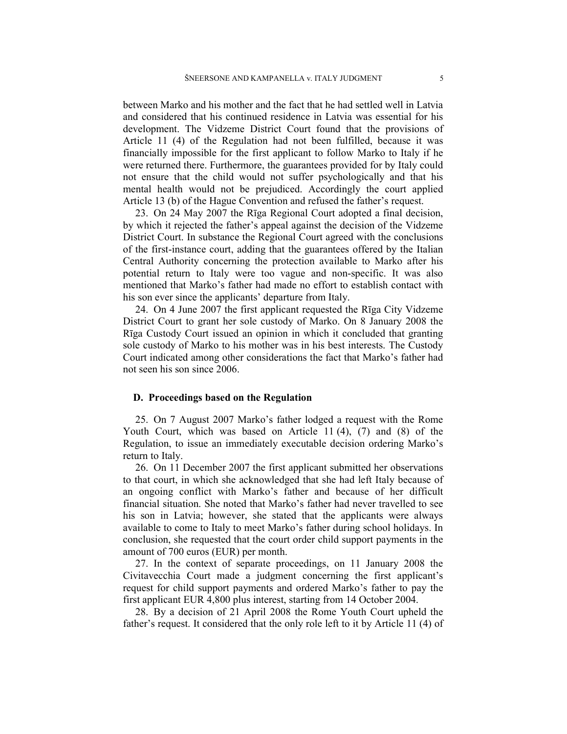between Marko and his mother and the fact that he had settled well in Latvia and considered that his continued residence in Latvia was essential for his development. The Vidzeme District Court found that the provisions of Article 11 (4) of the Regulation had not been fulfilled, because it was financially impossible for the first applicant to follow Marko to Italy if he were returned there. Furthermore, the guarantees provided for by Italy could not ensure that the child would not suffer psychologically and that his mental health would not be prejudiced. Accordingly the court applied Article 13 (b) of the Hague Convention and refused the father's request.

23. On 24 May 2007 the Rīga Regional Court adopted a final decision, by which it rejected the father's appeal against the decision of the Vidzeme District Court. In substance the Regional Court agreed with the conclusions of the first-instance court, adding that the guarantees offered by the Italian Central Authority concerning the protection available to Marko after his potential return to Italy were too vague and non-specific. It was also mentioned that Marko's father had made no effort to establish contact with his son ever since the applicants' departure from Italy.

24. On 4 June 2007 the first applicant requested the Rīga City Vidzeme District Court to grant her sole custody of Marko. On 8 January 2008 the Rīga Custody Court issued an opinion in which it concluded that granting sole custody of Marko to his mother was in his best interests. The Custody Court indicated among other considerations the fact that Marko's father had not seen his son since 2006.

## D. Proceedings based on the Regulation

25. On 7 August 2007 Marko's father lodged a request with the Rome Youth Court, which was based on Article 11 (4), (7) and (8) of the Regulation, to issue an immediately executable decision ordering Marko's return to Italy.

26. On 11 December 2007 the first applicant submitted her observations to that court, in which she acknowledged that she had left Italy because of an ongoing conflict with Marko's father and because of her difficult financial situation. She noted that Marko's father had never travelled to see his son in Latvia; however, she stated that the applicants were always available to come to Italy to meet Marko's father during school holidays. In conclusion, she requested that the court order child support payments in the amount of 700 euros (EUR) per month.

27. In the context of separate proceedings, on 11 January 2008 the Civitavecchia Court made a judgment concerning the first applicant's request for child support payments and ordered Marko's father to pay the first applicant EUR 4,800 plus interest, starting from 14 October 2004.

28. By a decision of 21 April 2008 the Rome Youth Court upheld the father's request. It considered that the only role left to it by Article 11 (4) of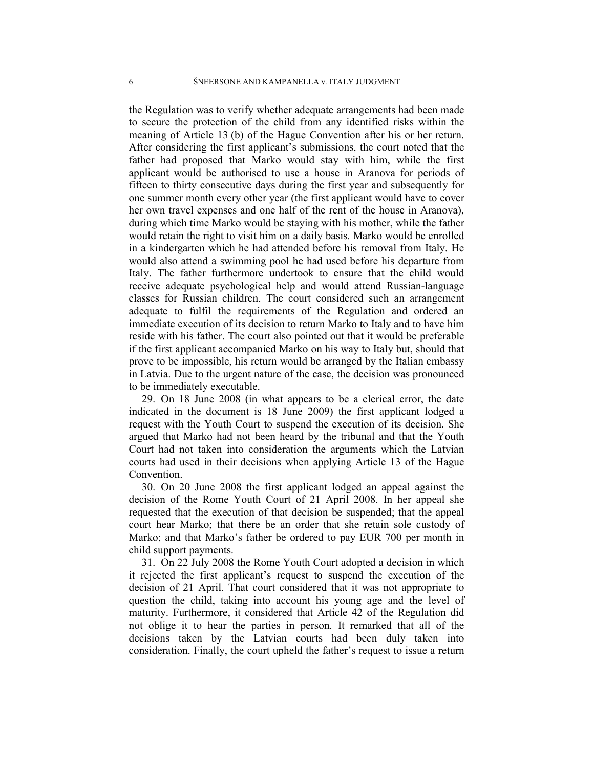the Regulation was to verify whether adequate arrangements had been made to secure the protection of the child from any identified risks within the meaning of Article 13 (b) of the Hague Convention after his or her return. After considering the first applicant's submissions, the court noted that the father had proposed that Marko would stay with him, while the first applicant would be authorised to use a house in Aranova for periods of fifteen to thirty consecutive days during the first year and subsequently for one summer month every other year (the first applicant would have to cover her own travel expenses and one half of the rent of the house in Aranova), during which time Marko would be staying with his mother, while the father would retain the right to visit him on a daily basis. Marko would be enrolled in a kindergarten which he had attended before his removal from Italy. He would also attend a swimming pool he had used before his departure from Italy. The father furthermore undertook to ensure that the child would receive adequate psychological help and would attend Russian-language classes for Russian children. The court considered such an arrangement adequate to fulfil the requirements of the Regulation and ordered an immediate execution of its decision to return Marko to Italy and to have him reside with his father. The court also pointed out that it would be preferable if the first applicant accompanied Marko on his way to Italy but, should that prove to be impossible, his return would be arranged by the Italian embassy in Latvia. Due to the urgent nature of the case, the decision was pronounced to be immediately executable.

29. On 18 June 2008 (in what appears to be a clerical error, the date indicated in the document is 18 June 2009) the first applicant lodged a request with the Youth Court to suspend the execution of its decision. She argued that Marko had not been heard by the tribunal and that the Youth Court had not taken into consideration the arguments which the Latvian courts had used in their decisions when applying Article 13 of the Hague Convention.

30. On 20 June 2008 the first applicant lodged an appeal against the decision of the Rome Youth Court of 21 April 2008. In her appeal she requested that the execution of that decision be suspended; that the appeal court hear Marko; that there be an order that she retain sole custody of Marko; and that Marko's father be ordered to pay EUR 700 per month in child support payments.

31. On 22 July 2008 the Rome Youth Court adopted a decision in which it rejected the first applicant's request to suspend the execution of the decision of 21 April. That court considered that it was not appropriate to question the child, taking into account his young age and the level of maturity. Furthermore, it considered that Article 42 of the Regulation did not oblige it to hear the parties in person. It remarked that all of the decisions taken by the Latvian courts had been duly taken into consideration. Finally, the court upheld the father's request to issue a return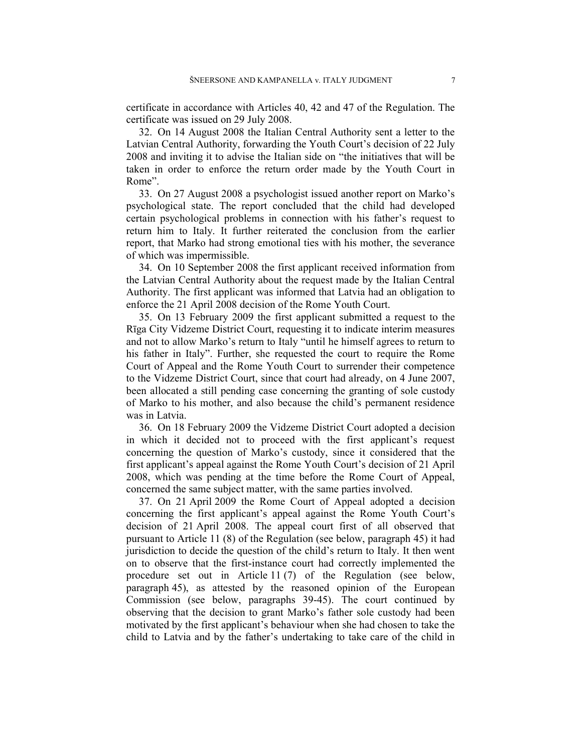certificate in accordance with Articles 40, 42 and 47 of the Regulation. The certificate was issued on 29 July 2008.

32. On 14 August 2008 the Italian Central Authority sent a letter to the Latvian Central Authority, forwarding the Youth Court's decision of 22 July 2008 and inviting it to advise the Italian side on "the initiatives that will be taken in order to enforce the return order made by the Youth Court in Rome".

33. On 27 August 2008 a psychologist issued another report on Marko's psychological state. The report concluded that the child had developed certain psychological problems in connection with his father's request to return him to Italy. It further reiterated the conclusion from the earlier report, that Marko had strong emotional ties with his mother, the severance of which was impermissible.

34. On 10 September 2008 the first applicant received information from the Latvian Central Authority about the request made by the Italian Central Authority. The first applicant was informed that Latvia had an obligation to enforce the 21 April 2008 decision of the Rome Youth Court.

35. On 13 February 2009 the first applicant submitted a request to the Rīga City Vidzeme District Court, requesting it to indicate interim measures and not to allow Marko's return to Italy "until he himself agrees to return to his father in Italy". Further, she requested the court to require the Rome Court of Appeal and the Rome Youth Court to surrender their competence to the Vidzeme District Court, since that court had already, on 4 June 2007, been allocated a still pending case concerning the granting of sole custody of Marko to his mother, and also because the child's permanent residence was in Latvia.

36. On 18 February 2009 the Vidzeme District Court adopted a decision in which it decided not to proceed with the first applicant's request concerning the question of Marko's custody, since it considered that the first applicant's appeal against the Rome Youth Court's decision of 21 April 2008, which was pending at the time before the Rome Court of Appeal, concerned the same subject matter, with the same parties involved.

37. On 21 April 2009 the Rome Court of Appeal adopted a decision concerning the first applicant's appeal against the Rome Youth Court's decision of 21 April 2008. The appeal court first of all observed that pursuant to Article 11 (8) of the Regulation (see below, paragraph 45) it had jurisdiction to decide the question of the child's return to Italy. It then went on to observe that the first-instance court had correctly implemented the procedure set out in Article 11 (7) of the Regulation (see below, paragraph 45), as attested by the reasoned opinion of the European Commission (see below, paragraphs 39-45). The court continued by observing that the decision to grant Marko's father sole custody had been motivated by the first applicant's behaviour when she had chosen to take the child to Latvia and by the father's undertaking to take care of the child in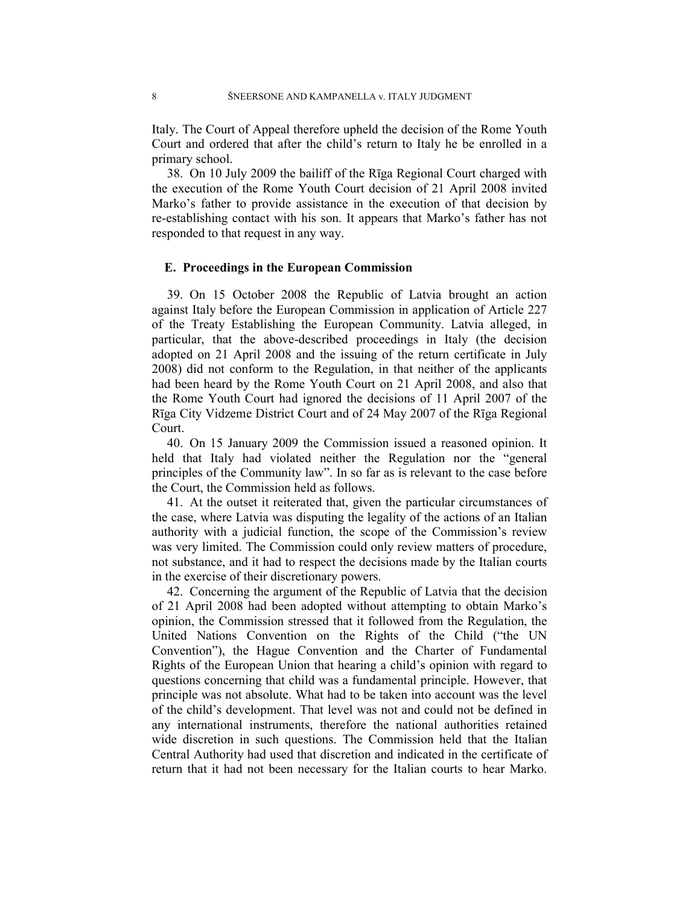Italy. The Court of Appeal therefore upheld the decision of the Rome Youth Court and ordered that after the child's return to Italy he be enrolled in a primary school.

38. On 10 July 2009 the bailiff of the Rīga Regional Court charged with the execution of the Rome Youth Court decision of 21 April 2008 invited Marko's father to provide assistance in the execution of that decision by re-establishing contact with his son. It appears that Marko's father has not responded to that request in any way.

### E. Proceedings in the European Commission

39. On 15 October 2008 the Republic of Latvia brought an action against Italy before the European Commission in application of Article 227 of the Treaty Establishing the European Community. Latvia alleged, in particular, that the above-described proceedings in Italy (the decision adopted on 21 April 2008 and the issuing of the return certificate in July 2008) did not conform to the Regulation, in that neither of the applicants had been heard by the Rome Youth Court on 21 April 2008, and also that the Rome Youth Court had ignored the decisions of 11 April 2007 of the Rīga City Vidzeme District Court and of 24 May 2007 of the Rīga Regional Court.

40. On 15 January 2009 the Commission issued a reasoned opinion. It held that Italy had violated neither the Regulation nor the "general principles of the Community law". In so far as is relevant to the case before the Court, the Commission held as follows.

41. At the outset it reiterated that, given the particular circumstances of the case, where Latvia was disputing the legality of the actions of an Italian authority with a judicial function, the scope of the Commission's review was very limited. The Commission could only review matters of procedure, not substance, and it had to respect the decisions made by the Italian courts in the exercise of their discretionary powers.

42. Concerning the argument of the Republic of Latvia that the decision of 21 April 2008 had been adopted without attempting to obtain Marko's opinion, the Commission stressed that it followed from the Regulation, the United Nations Convention on the Rights of the Child ("the UN Convention"), the Hague Convention and the Charter of Fundamental Rights of the European Union that hearing a child's opinion with regard to questions concerning that child was a fundamental principle. However, that principle was not absolute. What had to be taken into account was the level of the child's development. That level was not and could not be defined in any international instruments, therefore the national authorities retained wide discretion in such questions. The Commission held that the Italian Central Authority had used that discretion and indicated in the certificate of return that it had not been necessary for the Italian courts to hear Marko.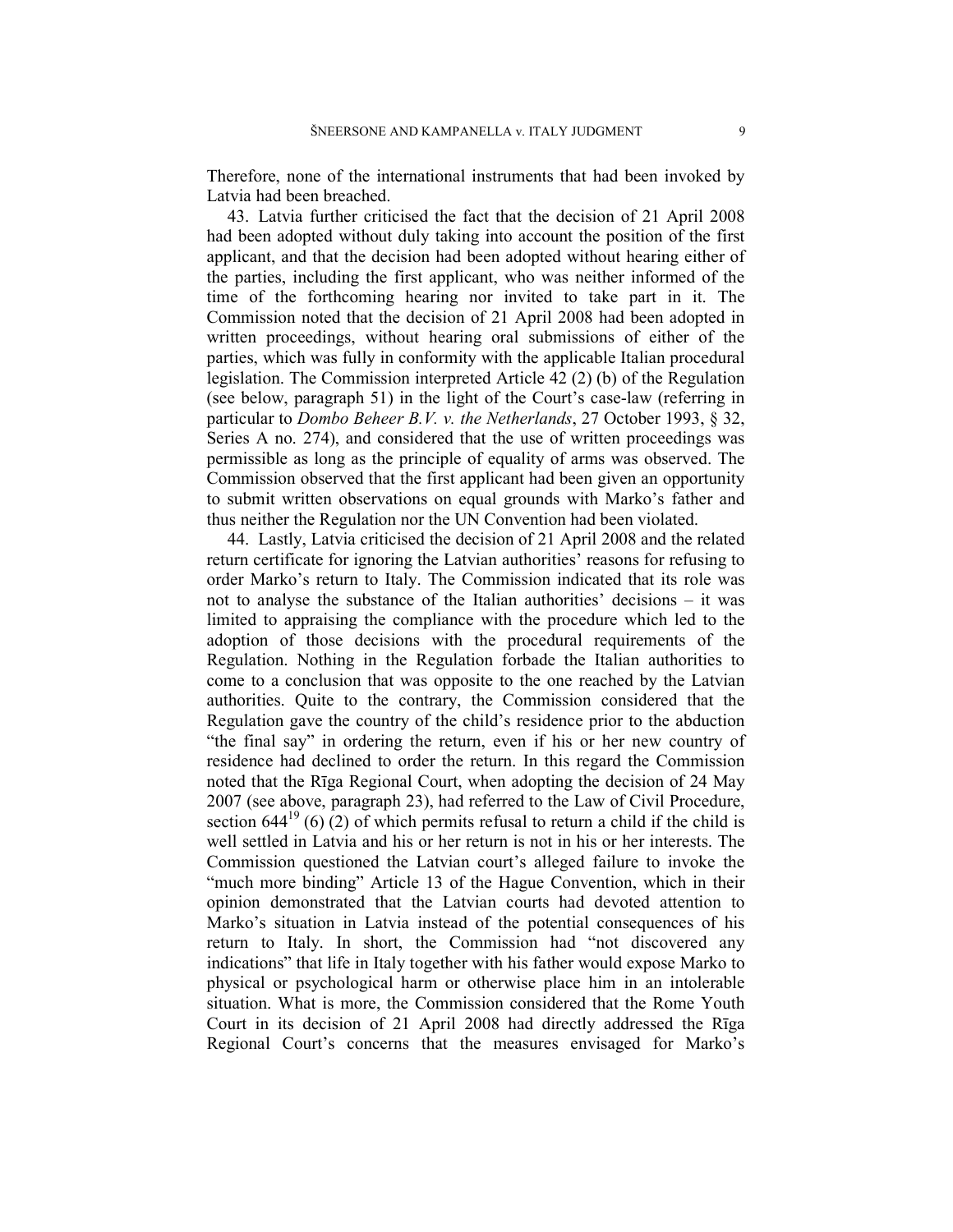Therefore, none of the international instruments that had been invoked by Latvia had been breached.

43. Latvia further criticised the fact that the decision of 21 April 2008 had been adopted without duly taking into account the position of the first applicant, and that the decision had been adopted without hearing either of the parties, including the first applicant, who was neither informed of the time of the forthcoming hearing nor invited to take part in it. The Commission noted that the decision of 21 April 2008 had been adopted in written proceedings, without hearing oral submissions of either of the parties, which was fully in conformity with the applicable Italian procedural legislation. The Commission interpreted Article 42 (2) (b) of the Regulation (see below, paragraph 51) in the light of the Court's case-law (referring in particular to *Dombo Beheer B.V. v. the Netherlands*, 27 October 1993, § 32, Series A no. 274), and considered that the use of written proceedings was permissible as long as the principle of equality of arms was observed. The Commission observed that the first applicant had been given an opportunity to submit written observations on equal grounds with Marko's father and thus neither the Regulation nor the UN Convention had been violated.

44. Lastly, Latvia criticised the decision of 21 April 2008 and the related return certificate for ignoring the Latvian authorities' reasons for refusing to order Marko's return to Italy. The Commission indicated that its role was not to analyse the substance of the Italian authorities' decisions – it was limited to appraising the compliance with the procedure which led to the adoption of those decisions with the procedural requirements of the Regulation. Nothing in the Regulation forbade the Italian authorities to come to a conclusion that was opposite to the one reached by the Latvian authorities. Quite to the contrary, the Commission considered that the Regulation gave the country of the child's residence prior to the abduction "the final say" in ordering the return, even if his or her new country of residence had declined to order the return. In this regard the Commission noted that the Rīga Regional Court, when adopting the decision of 24 May 2007 (see above, paragraph 23), had referred to the Law of Civil Procedure, section 644[19] (6) (2) of which permits refusal to return a child if the child is well settled in Latvia and his or her return is not in his or her interests. The Commission questioned the Latvian court's alleged failure to invoke the "much more binding" Article 13 of the Hague Convention, which in their opinion demonstrated that the Latvian courts had devoted attention to Marko's situation in Latvia instead of the potential consequences of his return to Italy. In short, the Commission had "not discovered any indications" that life in Italy together with his father would expose Marko to physical or psychological harm or otherwise place him in an intolerable situation. What is more, the Commission considered that the Rome Youth Court in its decision of 21 April 2008 had directly addressed the Rīga Regional Court's concerns that the measures envisaged for Marko's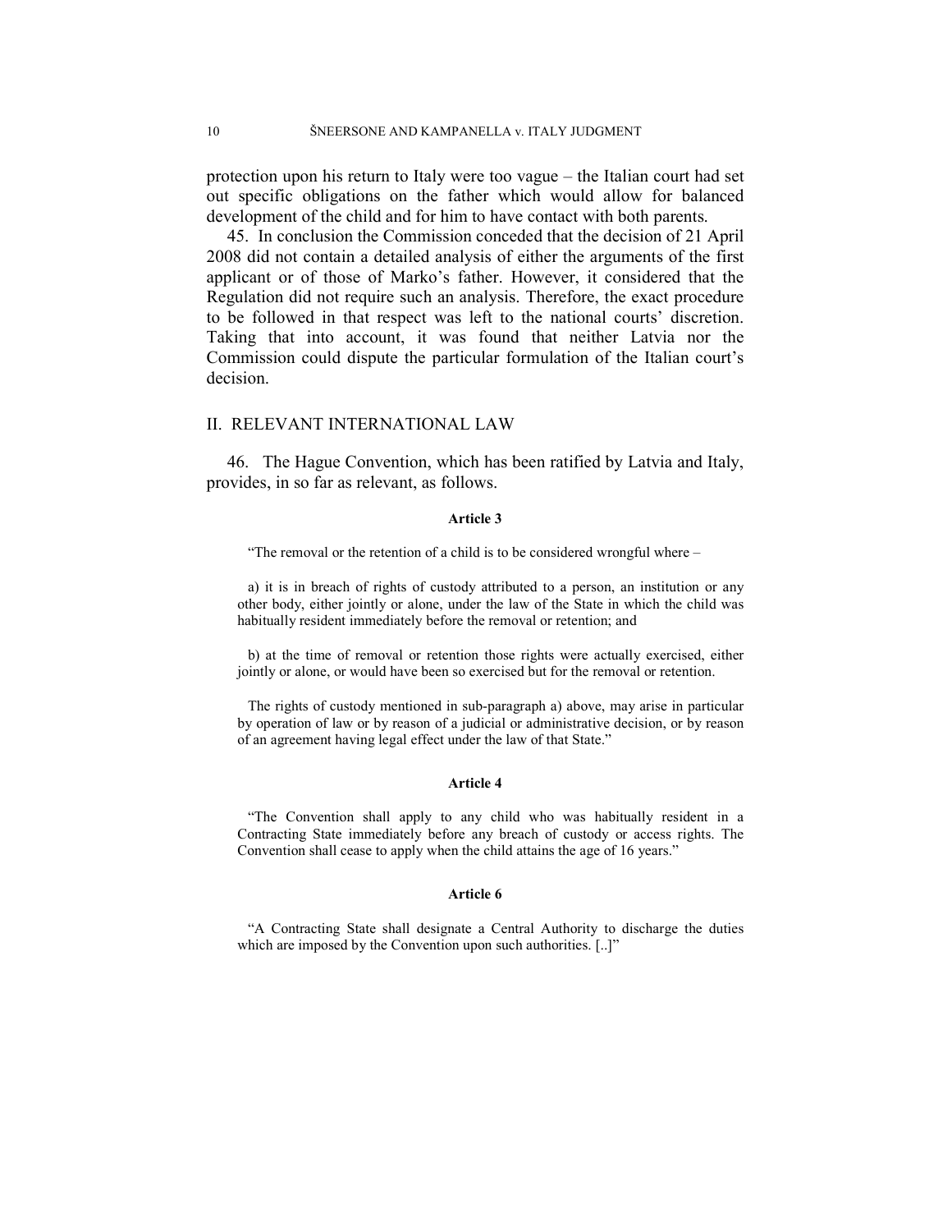protection upon his return to Italy were too vague – the Italian court had set out specific obligations on the father which would allow for balanced development of the child and for him to have contact with both parents.

45. In conclusion the Commission conceded that the decision of 21 April 2008 did not contain a detailed analysis of either the arguments of the first applicant or of those of Marko's father. However, it considered that the Regulation did not require such an analysis. Therefore, the exact procedure to be followed in that respect was left to the national courts' discretion. Taking that into account, it was found that neither Latvia nor the Commission could dispute the particular formulation of the Italian court's decision.

## II. RELEVANT INTERNATIONAL LAW

46. The Hague Convention, which has been ratified by Latvia and Italy, provides, in so far as relevant, as follows.

**Article 3**

"The removal or the retention of a child is to be considered wrongful where –

a) it is in breach of rights of custody attributed to a person, an institution or any other body, either jointly or alone, under the law of the State in which the child was habitually resident immediately before the removal or retention; and

b) at the time of removal or retention those rights were actually exercised, either jointly or alone, or would have been so exercised but for the removal or retention.

The rights of custody mentioned in sub-paragraph a) above, may arise in particular by operation of law or by reason of a judicial or administrative decision, or by reason of an agreement having legal effect under the law of that State."

**Article 4**

"The Convention shall apply to any child who was habitually resident in a Contracting State immediately before any breach of custody or access rights. The Convention shall cease to apply when the child attains the age of 16 years."

**Article 6**

"A Contracting State shall designate a Central Authority to discharge the duties which are imposed by the Convention upon such authorities. [..]"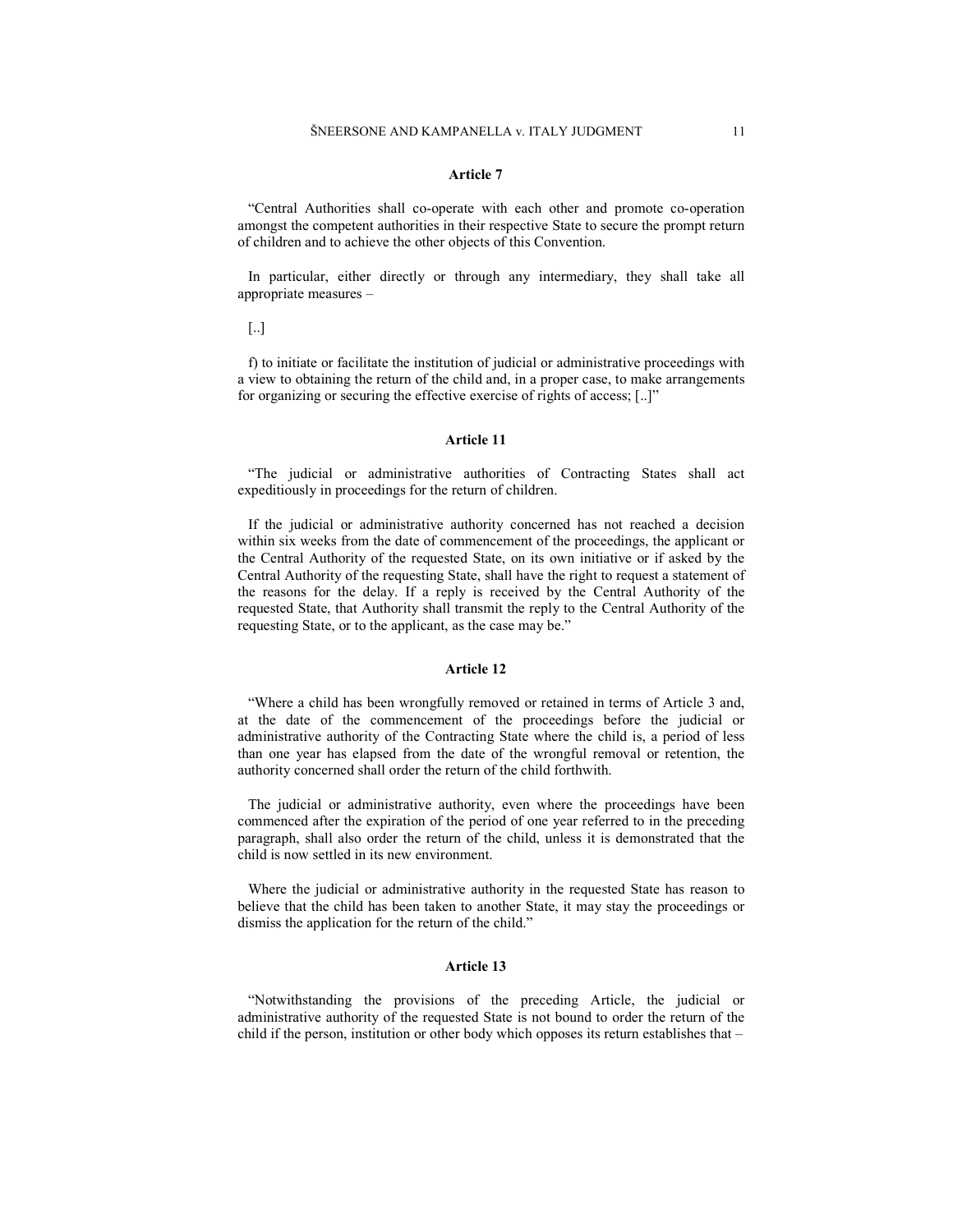### Article 7

"Central Authorities shall co-operate with each other and promote co-operation amongst the competent authorities in their respective State to secure the prompt return of children and to achieve the other objects of this Convention.

In particular, either directly or through any intermediary, they shall take all appropriate measures –

[..]

f) to initiate or facilitate the institution of judicial or administrative proceedings with a view to obtaining the return of the child and, in a proper case, to make arrangements for organizing or securing the effective exercise of rights of access; [..]"

### Article 11

"The judicial or administrative authorities of Contracting States shall act expeditiously in proceedings for the return of children.

If the judicial or administrative authority concerned has not reached a decision within six weeks from the date of commencement of the proceedings, the applicant or the Central Authority of the requested State, on its own initiative or if asked by the Central Authority of the requesting State, shall have the right to request a statement of the reasons for the delay. If a reply is received by the Central Authority of the requested State, that Authority shall transmit the reply to the Central Authority of the requesting State, or to the applicant, as the case may be."

### Article 12

"Where a child has been wrongfully removed or retained in terms of Article 3 and, at the date of the commencement of the proceedings before the judicial or administrative authority of the Contracting State where the child is, a period of less than one year has elapsed from the date of the wrongful removal or retention, the authority concerned shall order the return of the child forthwith.

The judicial or administrative authority, even where the proceedings have been commenced after the expiration of the period of one year referred to in the preceding paragraph, shall also order the return of the child, unless it is demonstrated that the child is now settled in its new environment.

Where the judicial or administrative authority in the requested State has reason to believe that the child has been taken to another State, it may stay the proceedings or dismiss the application for the return of the child."

### Article 13

"Notwithstanding the provisions of the preceding Article, the judicial or administrative authority of the requested State is not bound to order the return of the child if the person, institution or other body which opposes its return establishes that –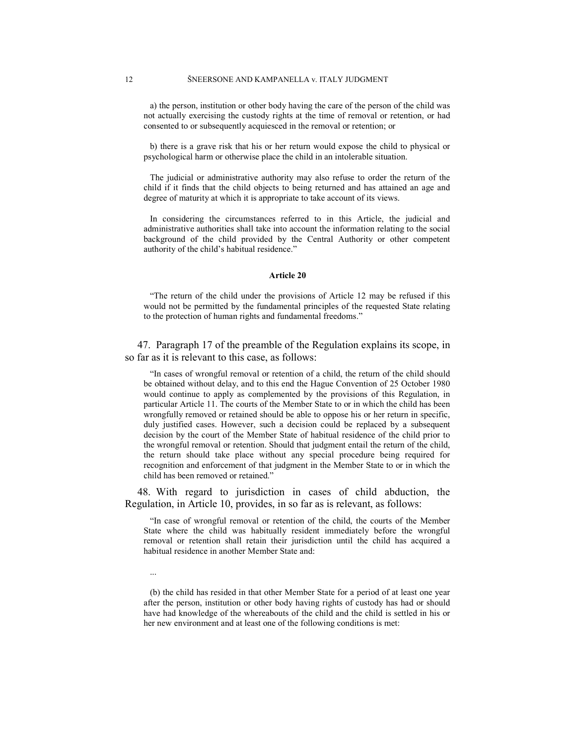a) the person, institution or other body having the care of the person of the child was not actually exercising the custody rights at the time of removal or retention, or had consented to or subsequently acquiesced in the removal or retention; or

b) there is a grave risk that his or her return would expose the child to physical or psychological harm or otherwise place the child in an intolerable situation.

The judicial or administrative authority may also refuse to order the return of the child if it finds that the child objects to being returned and has attained an age and degree of maturity at which it is appropriate to take account of its views.

In considering the circumstances referred to in this Article, the judicial and administrative authorities shall take into account the information relating to the social background of the child provided by the Central Authority or other competent authority of the child's habitual residence."

**Article 20**

"The return of the child under the provisions of Article 12 may be refused if this would not be permitted by the fundamental principles of the requested State relating to the protection of human rights and fundamental freedoms."

47. Paragraph 17 of the preamble of the Regulation explains its scope, in so far as it is relevant to this case, as follows:

"In cases of wrongful removal or retention of a child, the return of the child should be obtained without delay, and to this end the Hague Convention of 25 October 1980 would continue to apply as complemented by the provisions of this Regulation, in particular Article 11. The courts of the Member State to or in which the child has been wrongfully removed or retained should be able to oppose his or her return in specific, duly justified cases. However, such a decision could be replaced by a subsequent decision by the court of the Member State of habitual residence of the child prior to the wrongful removal or retention. Should that judgment entail the return of the child, the return should take place without any special procedure being required for recognition and enforcement of that judgment in the Member State to or in which the child has been removed or retained."

48. With regard to jurisdiction in cases of child abduction, the Regulation, in Article 10, provides, in so far as is relevant, as follows:

"In case of wrongful removal or retention of the child, the courts of the Member State where the child was habitually resident immediately before the wrongful removal or retention shall retain their jurisdiction until the child has acquired a habitual residence in another Member State and:

...

(b) the child has resided in that other Member State for a period of at least one year after the person, institution or other body having rights of custody has had or should have had knowledge of the whereabouts of the child and the child is settled in his or her new environment and at least one of the following conditions is met: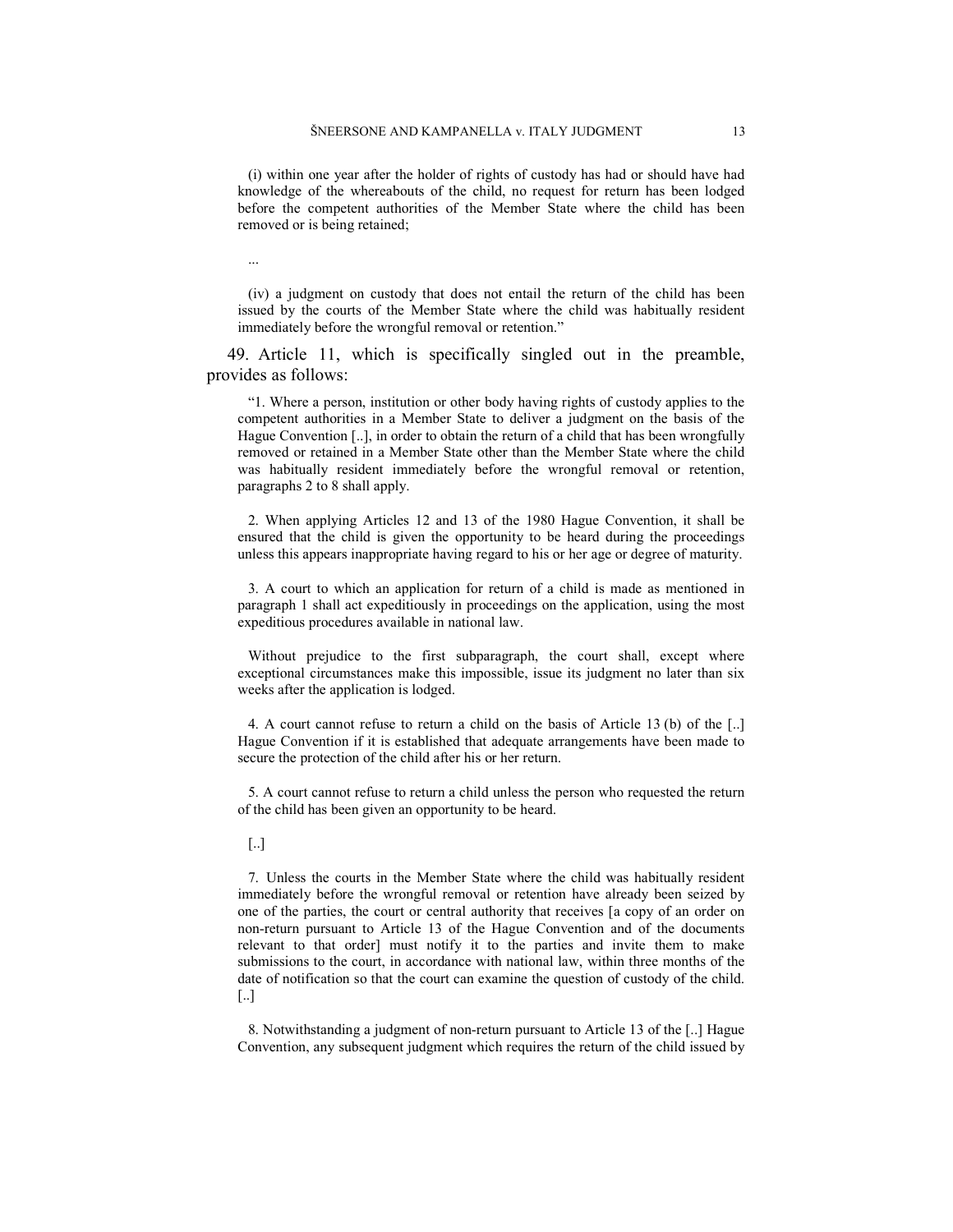(i) within one year after the holder of rights of custody has had or should have had knowledge of the whereabouts of the child, no request for return has been lodged before the competent authorities of the Member State where the child has been removed or is being retained;

...

(iv) a judgment on custody that does not entail the return of the child has been issued by the courts of the Member State where the child was habitually resident immediately before the wrongful removal or retention."

49. Article 11, which is specifically singled out in the preamble, provides as follows:

"1. Where a person, institution or other body having rights of custody applies to the competent authorities in a Member State to deliver a judgment on the basis of the Hague Convention [..], in order to obtain the return of a child that has been wrongfully removed or retained in a Member State other than the Member State where the child was habitually resident immediately before the wrongful removal or retention, paragraphs 2 to 8 shall apply.

2. When applying Articles 12 and 13 of the 1980 Hague Convention, it shall be ensured that the child is given the opportunity to be heard during the proceedings unless this appears inappropriate having regard to his or her age or degree of maturity.

3. A court to which an application for return of a child is made as mentioned in paragraph 1 shall act expeditiously in proceedings on the application, using the most expeditious procedures available in national law.

Without prejudice to the first subparagraph, the court shall, except where exceptional circumstances make this impossible, issue its judgment no later than six weeks after the application is lodged.

4. A court cannot refuse to return a child on the basis of Article 13 (b) of the [..] Hague Convention if it is established that adequate arrangements have been made to secure the protection of the child after his or her return.

5. A court cannot refuse to return a child unless the person who requested the return of the child has been given an opportunity to be heard.

[..]

7. Unless the courts in the Member State where the child was habitually resident immediately before the wrongful removal or retention have already been seized by one of the parties, the court or central authority that receives [a copy of an order on non-return pursuant to Article 13 of the Hague Convention and of the documents relevant to that order] must notify it to the parties and invite them to make submissions to the court, in accordance with national law, within three months of the date of notification so that the court can examine the question of custody of the child. [..]

8. Notwithstanding a judgment of non-return pursuant to Article 13 of the [..] Hague Convention, any subsequent judgment which requires the return of the child issued by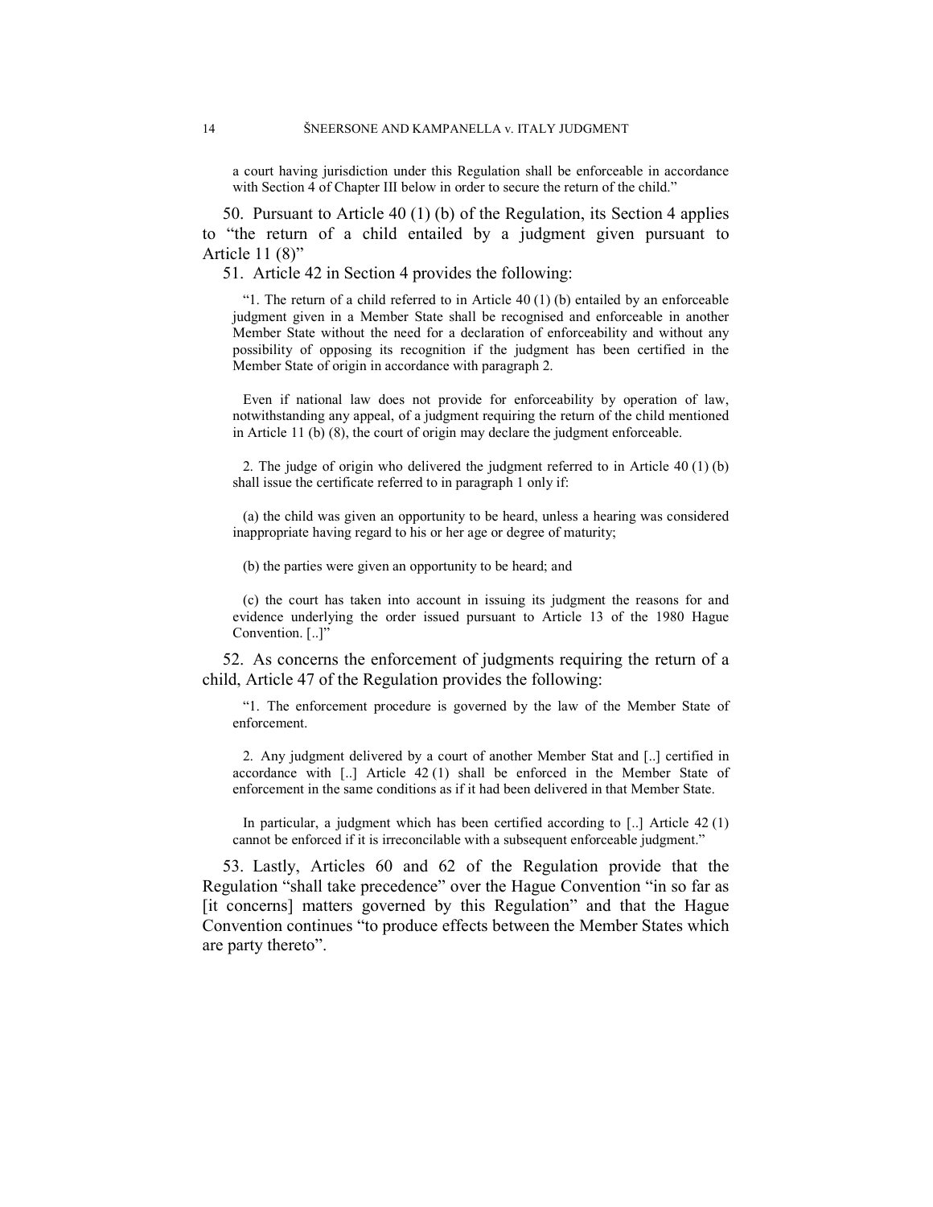a court having jurisdiction under this Regulation shall be enforceable in accordance with Section 4 of Chapter III below in order to secure the return of the child."

50. Pursuant to Article 40 (1) (b) of the Regulation, its Section 4 applies to "the return of a child entailed by a judgment given pursuant to Article 11 (8)"

51. Article 42 in Section 4 provides the following:

> "1. The return of a child referred to in Article 40 (1) (b) entailed by an enforceable judgment given in a Member State shall be recognised and enforceable in another Member State without the need for a declaration of enforceability and without any possibility of opposing its recognition if the judgment has been certified in the Member State of origin in accordance with paragraph 2.
>
> Even if national law does not provide for enforceability by operation of law, notwithstanding any appeal, of a judgment requiring the return of the child mentioned in Article 11 (b) (8), the court of origin may declare the judgment enforceable.
>
> 2. The judge of origin who delivered the judgment referred to in Article 40 (1) (b) shall issue the certificate referred to in paragraph 1 only if:
>
> (a) the child was given an opportunity to be heard, unless a hearing was considered inappropriate having regard to his or her age or degree of maturity;
>
> (b) the parties were given an opportunity to be heard; and
>
> (c) the court has taken into account in issuing its judgment the reasons for and evidence underlying the order issued pursuant to Article 13 of the 1980 Hague Convention. [..]"

52. As concerns the enforcement of judgments requiring the return of a child, Article 47 of the Regulation provides the following:

> "1. The enforcement procedure is governed by the law of the Member State of enforcement.
>
> 2. Any judgment delivered by a court of another Member Stat and [..] certified in accordance with [..] Article 42 (1) shall be enforced in the Member State of enforcement in the same conditions as if it had been delivered in that Member State.
>
> In particular, a judgment which has been certified according to [..] Article 42 (1) cannot be enforced if it is irreconcilable with a subsequent enforceable judgment."

53. Lastly, Articles 60 and 62 of the Regulation provide that the Regulation "shall take precedence" over the Hague Convention "in so far as [it concerns] matters governed by this Regulation" and that the Hague Convention continues "to produce effects between the Member States which are party thereto".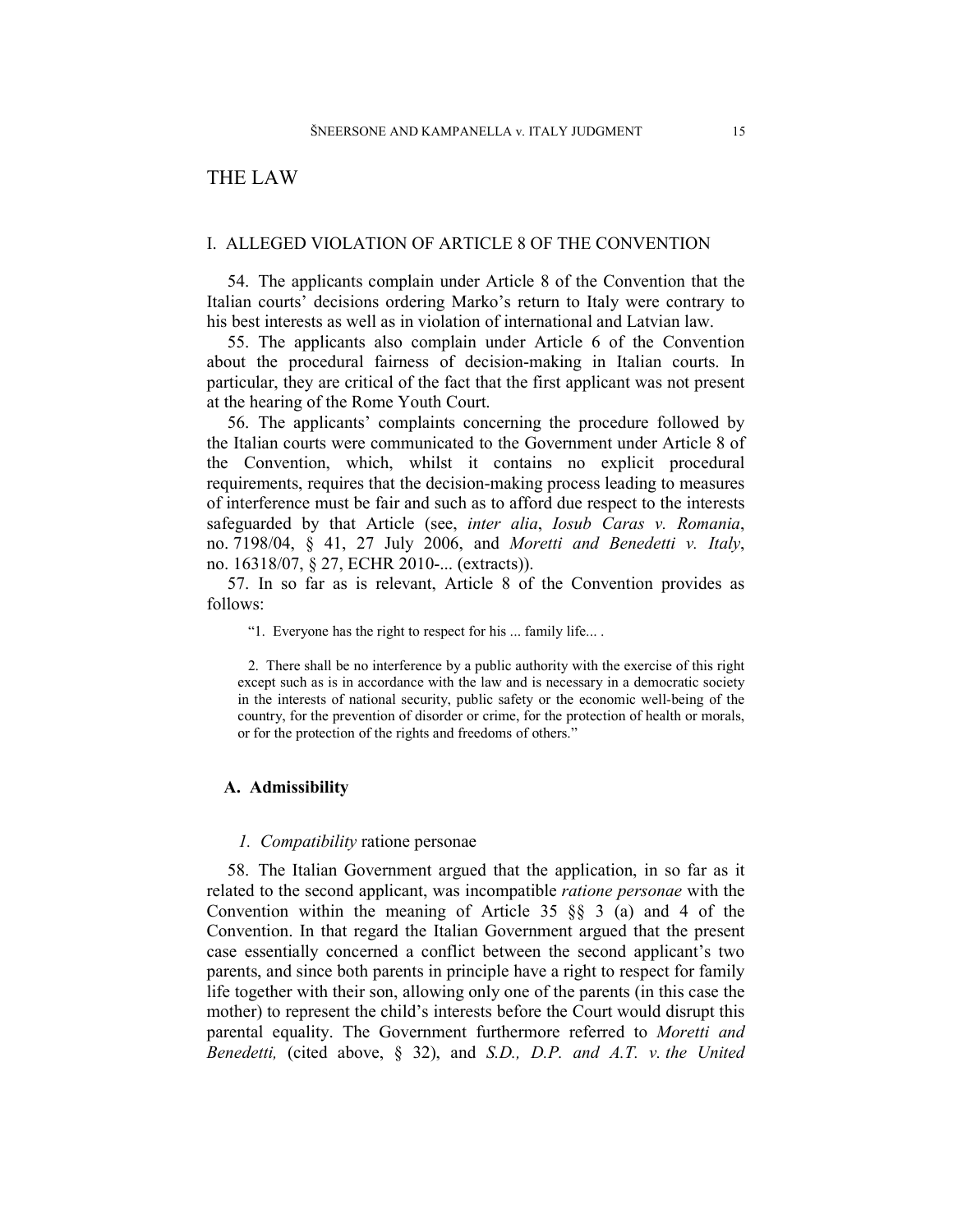# THE LAW

## I. ALLEGED VIOLATION OF ARTICLE 8 OF THE CONVENTION

54. The applicants complain under Article 8 of the Convention that the Italian courts' decisions ordering Marko's return to Italy were contrary to his best interests as well as in violation of international and Latvian law.

55. The applicants also complain under Article 6 of the Convention about the procedural fairness of decision-making in Italian courts. In particular, they are critical of the fact that the first applicant was not present at the hearing of the Rome Youth Court.

56. The applicants' complaints concerning the procedure followed by the Italian courts were communicated to the Government under Article 8 of the Convention, which, whilst it contains no explicit procedural requirements, requires that the decision-making process leading to measures of interference must be fair and such as to afford due respect to the interests safeguarded by that Article (see, *inter alia*, *Iosub Caras v. Romania*, no. 7198/04, § 41, 27 July 2006, and *Moretti and Benedetti v. Italy*, no. 16318/07, § 27, ECHR 2010-... (extracts)).

57. In so far as is relevant, Article 8 of the Convention provides as follows:

> "1. Everyone has the right to respect for his ... family life... .
>
> 2. There shall be no interference by a public authority with the exercise of this right except such as is in accordance with the law and is necessary in a democratic society in the interests of national security, public safety or the economic well-being of the country, for the prevention of disorder or crime, for the protection of health or morals, or for the protection of the rights and freedoms of others."

### A. Admissibility

#### 1. *Compatibility* ratione personae

58. The Italian Government argued that the application, in so far as it related to the second applicant, was incompatible *ratione personae* with the Convention within the meaning of Article 35 §§ 3 (a) and 4 of the Convention. In that regard the Italian Government argued that the present case essentially concerned a conflict between the second applicant's two parents, and since both parents in principle have a right to respect for family life together with their son, allowing only one of the parents (in this case the mother) to represent the child's interests before the Court would disrupt this parental equality. The Government furthermore referred to *Moretti and Benedetti,* (cited above, § 32), and *S.D., D.P. and A.T. v. the United*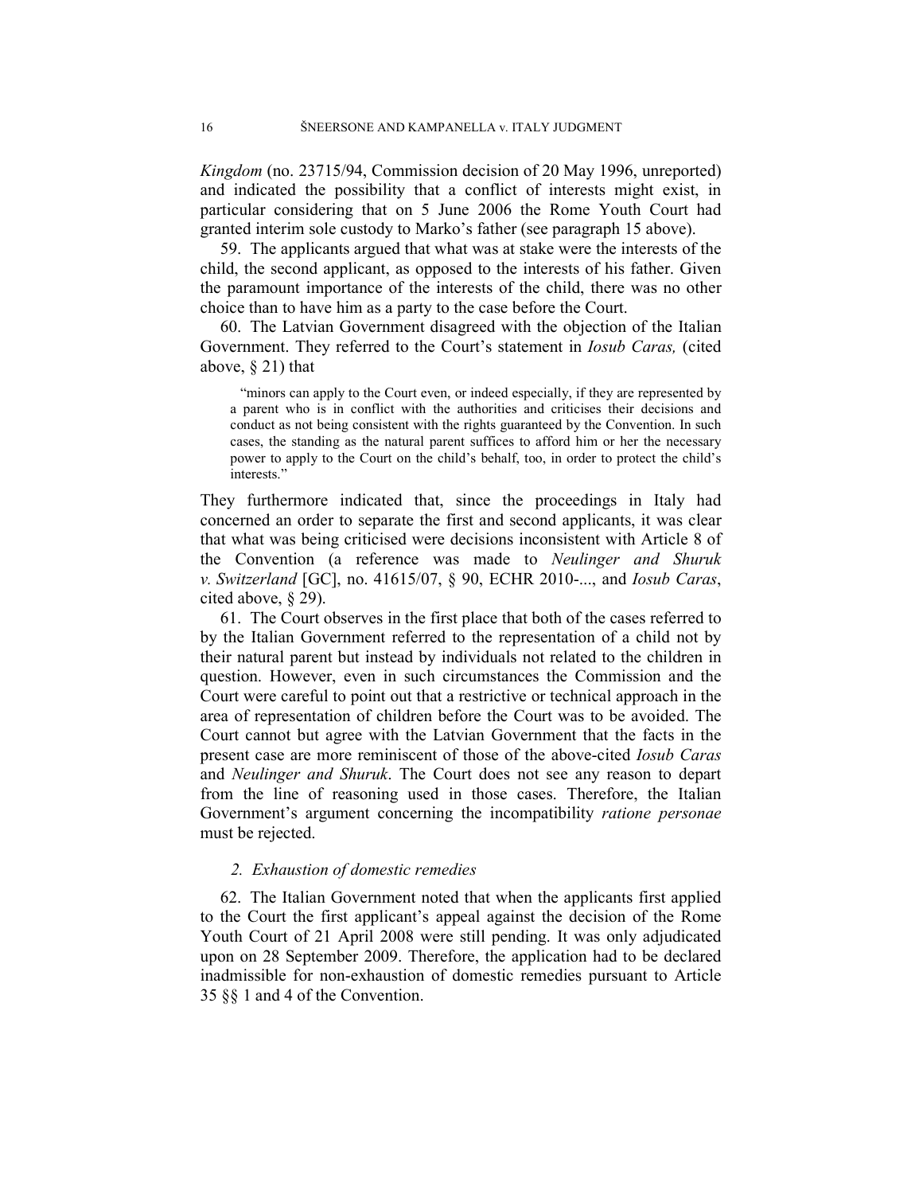*Kingdom* (no. 23715/94, Commission decision of 20 May 1996, unreported) and indicated the possibility that a conflict of interests might exist, in particular considering that on 5 June 2006 the Rome Youth Court had granted interim sole custody to Marko's father (see paragraph 15 above).

59. The applicants argued that what was at stake were the interests of the child, the second applicant, as opposed to the interests of his father. Given the paramount importance of the interests of the child, there was no other choice than to have him as a party to the case before the Court.

60. The Latvian Government disagreed with the objection of the Italian Government. They referred to the Court's statement in *Iosub Caras,* (cited above, § 21) that

> "minors can apply to the Court even, or indeed especially, if they are represented by a parent who is in conflict with the authorities and criticises their decisions and conduct as not being consistent with the rights guaranteed by the Convention. In such cases, the standing as the natural parent suffices to afford him or her the necessary power to apply to the Court on the child's behalf, too, in order to protect the child's interests."

They furthermore indicated that, since the proceedings in Italy had concerned an order to separate the first and second applicants, it was clear that what was being criticised were decisions inconsistent with Article 8 of the Convention (a reference was made to *Neulinger and Shuruk v. Switzerland* [GC], no. 41615/07, § 90, ECHR 2010-..., and *Iosub Caras*, cited above, § 29).

61. The Court observes in the first place that both of the cases referred to by the Italian Government referred to the representation of a child not by their natural parent but instead by individuals not related to the children in question. However, even in such circumstances the Commission and the Court were careful to point out that a restrictive or technical approach in the area of representation of children before the Court was to be avoided. The Court cannot but agree with the Latvian Government that the facts in the present case are more reminiscent of those of the above-cited *Iosub Caras* and *Neulinger and Shuruk*. The Court does not see any reason to depart from the line of reasoning used in those cases. Therefore, the Italian Government's argument concerning the incompatibility *ratione personae* must be rejected.

### *2. Exhaustion of domestic remedies*

62. The Italian Government noted that when the applicants first applied to the Court the first applicant's appeal against the decision of the Rome Youth Court of 21 April 2008 were still pending. It was only adjudicated upon on 28 September 2009. Therefore, the application had to be declared inadmissible for non-exhaustion of domestic remedies pursuant to Article 35 §§ 1 and 4 of the Convention.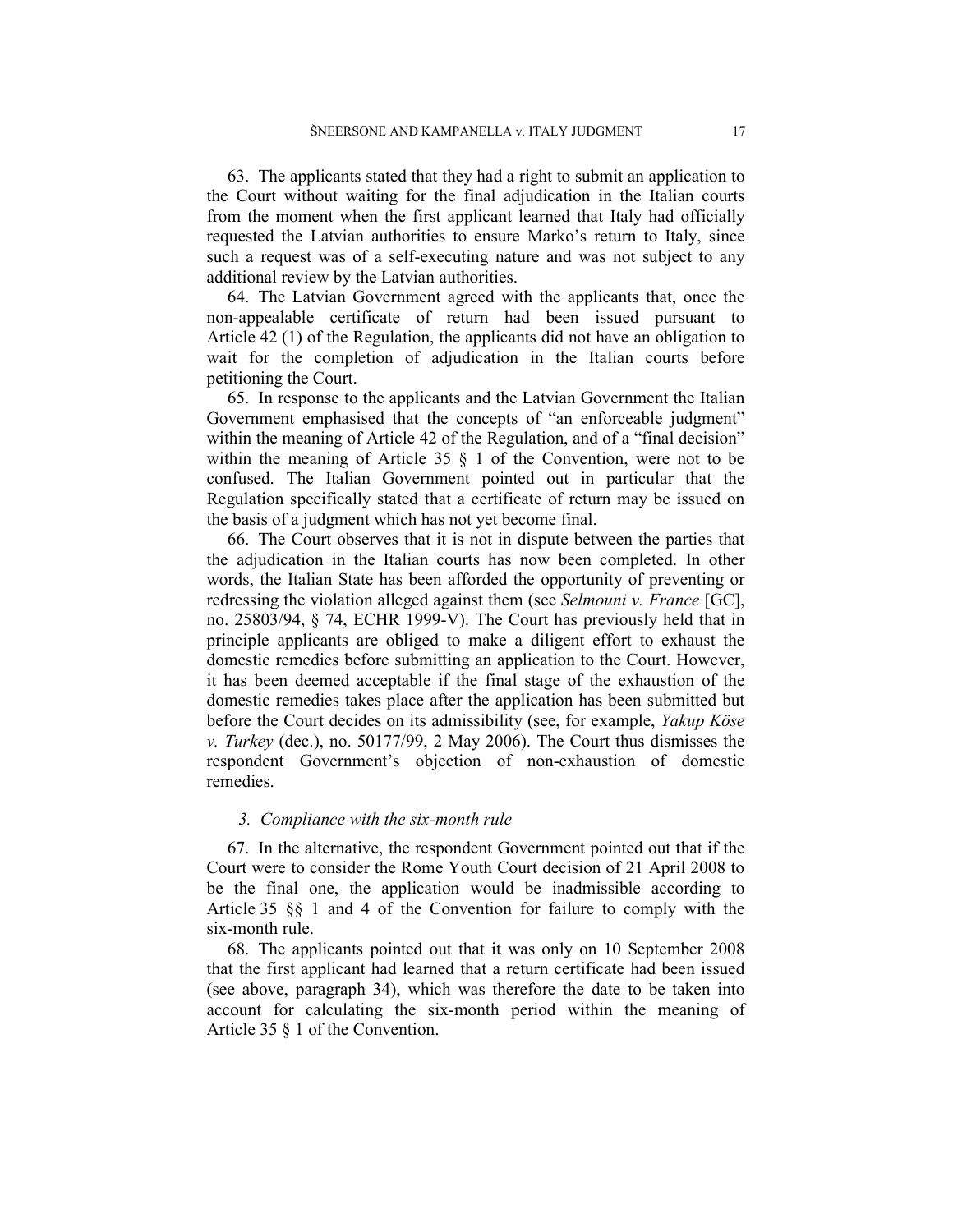63. The applicants stated that they had a right to submit an application to the Court without waiting for the final adjudication in the Italian courts from the moment when the first applicant learned that Italy had officially requested the Latvian authorities to ensure Marko's return to Italy, since such a request was of a self-executing nature and was not subject to any additional review by the Latvian authorities.

64. The Latvian Government agreed with the applicants that, once the non-appealable certificate of return had been issued pursuant to Article 42 (1) of the Regulation, the applicants did not have an obligation to wait for the completion of adjudication in the Italian courts before petitioning the Court.

65. In response to the applicants and the Latvian Government the Italian Government emphasised that the concepts of "an enforceable judgment" within the meaning of Article 42 of the Regulation, and of a "final decision" within the meaning of Article 35 § 1 of the Convention, were not to be confused. The Italian Government pointed out in particular that the Regulation specifically stated that a certificate of return may be issued on the basis of a judgment which has not yet become final.

66. The Court observes that it is not in dispute between the parties that the adjudication in the Italian courts has now been completed. In other words, the Italian State has been afforded the opportunity of preventing or redressing the violation alleged against them (see *Selmouni v. France* [GC], no. 25803/94, § 74, ECHR 1999-V). The Court has previously held that in principle applicants are obliged to make a diligent effort to exhaust the domestic remedies before submitting an application to the Court. However, it has been deemed acceptable if the final stage of the exhaustion of the domestic remedies takes place after the application has been submitted but before the Court decides on its admissibility (see, for example, *Yakup Köse v. Turkey* (dec.), no. 50177/99, 2 May 2006). The Court thus dismisses the respondent Government's objection of non-exhaustion of domestic remedies.

### 3. *Compliance with the six-month rule*

67. In the alternative, the respondent Government pointed out that if the Court were to consider the Rome Youth Court decision of 21 April 2008 to be the final one, the application would be inadmissible according to Article 35 §§ 1 and 4 of the Convention for failure to comply with the six-month rule.

68. The applicants pointed out that it was only on 10 September 2008 that the first applicant had learned that a return certificate had been issued (see above, paragraph 34), which was therefore the date to be taken into account for calculating the six-month period within the meaning of Article 35 § 1 of the Convention.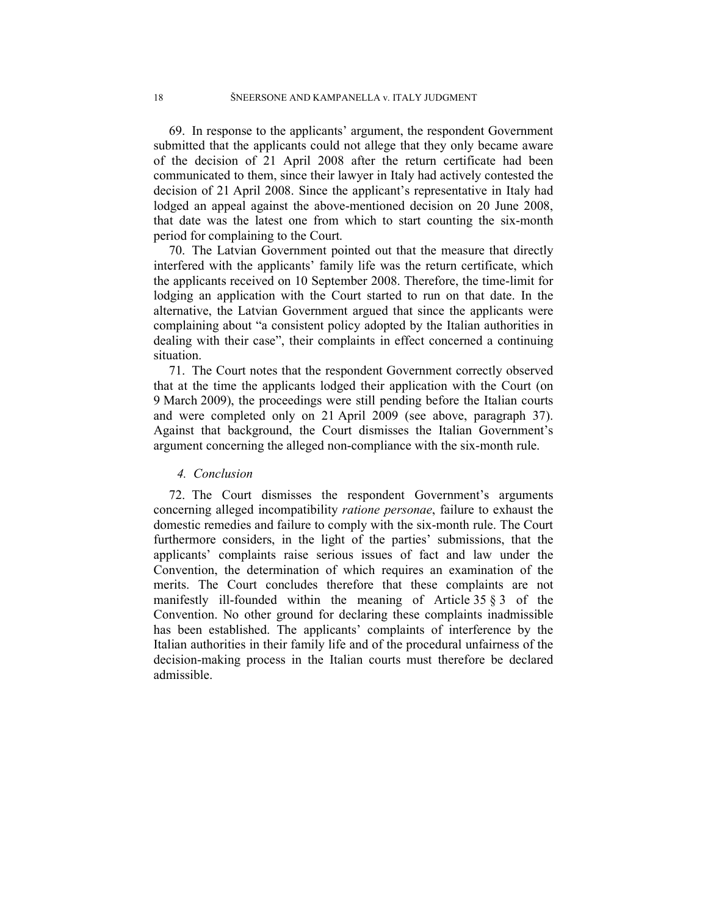69. In response to the applicants' argument, the respondent Government submitted that the applicants could not allege that they only became aware of the decision of 21 April 2008 after the return certificate had been communicated to them, since their lawyer in Italy had actively contested the decision of 21 April 2008. Since the applicant's representative in Italy had lodged an appeal against the above-mentioned decision on 20 June 2008, that date was the latest one from which to start counting the six-month period for complaining to the Court.

70. The Latvian Government pointed out that the measure that directly interfered with the applicants' family life was the return certificate, which the applicants received on 10 September 2008. Therefore, the time-limit for lodging an application with the Court started to run on that date. In the alternative, the Latvian Government argued that since the applicants were complaining about "a consistent policy adopted by the Italian authorities in dealing with their case", their complaints in effect concerned a continuing situation.

71. The Court notes that the respondent Government correctly observed that at the time the applicants lodged their application with the Court (on 9 March 2009), the proceedings were still pending before the Italian courts and were completed only on 21 April 2009 (see above, paragraph 37). Against that background, the Court dismisses the Italian Government's argument concerning the alleged non-compliance with the six-month rule.

#### *4. Conclusion*

72. The Court dismisses the respondent Government's arguments concerning alleged incompatibility *ratione personae*, failure to exhaust the domestic remedies and failure to comply with the six-month rule. The Court furthermore considers, in the light of the parties' submissions, that the applicants' complaints raise serious issues of fact and law under the Convention, the determination of which requires an examination of the merits. The Court concludes therefore that these complaints are not manifestly ill-founded within the meaning of Article 35 § 3 of the Convention. No other ground for declaring these complaints inadmissible has been established. The applicants' complaints of interference by the Italian authorities in their family life and of the procedural unfairness of the decision-making process in the Italian courts must therefore be declared admissible.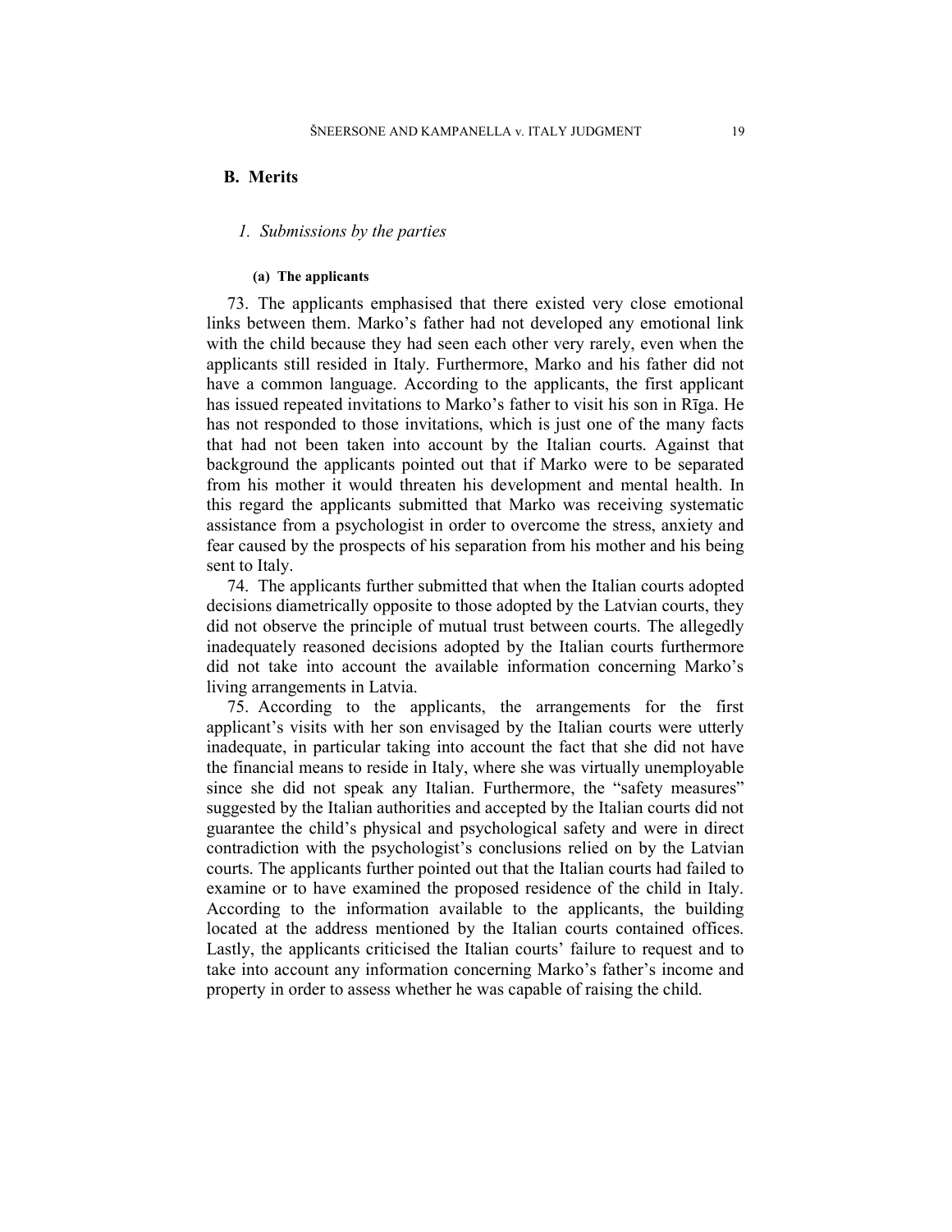## B. Merits

### *1. Submissions by the parties*

#### (a) The applicants

73. The applicants emphasised that there existed very close emotional links between them. Marko's father had not developed any emotional link with the child because they had seen each other very rarely, even when the applicants still resided in Italy. Furthermore, Marko and his father did not have a common language. According to the applicants, the first applicant has issued repeated invitations to Marko's father to visit his son in Rīga. He has not responded to those invitations, which is just one of the many facts that had not been taken into account by the Italian courts. Against that background the applicants pointed out that if Marko were to be separated from his mother it would threaten his development and mental health. In this regard the applicants submitted that Marko was receiving systematic assistance from a psychologist in order to overcome the stress, anxiety and fear caused by the prospects of his separation from his mother and his being sent to Italy.

74. The applicants further submitted that when the Italian courts adopted decisions diametrically opposite to those adopted by the Latvian courts, they did not observe the principle of mutual trust between courts. The allegedly inadequately reasoned decisions adopted by the Italian courts furthermore did not take into account the available information concerning Marko's living arrangements in Latvia.

75. According to the applicants, the arrangements for the first applicant's visits with her son envisaged by the Italian courts were utterly inadequate, in particular taking into account the fact that she did not have the financial means to reside in Italy, where she was virtually unemployable since she did not speak any Italian. Furthermore, the "safety measures" suggested by the Italian authorities and accepted by the Italian courts did not guarantee the child's physical and psychological safety and were in direct contradiction with the psychologist's conclusions relied on by the Latvian courts. The applicants further pointed out that the Italian courts had failed to examine or to have examined the proposed residence of the child in Italy. According to the information available to the applicants, the building located at the address mentioned by the Italian courts contained offices. Lastly, the applicants criticised the Italian courts' failure to request and to take into account any information concerning Marko's father's income and property in order to assess whether he was capable of raising the child.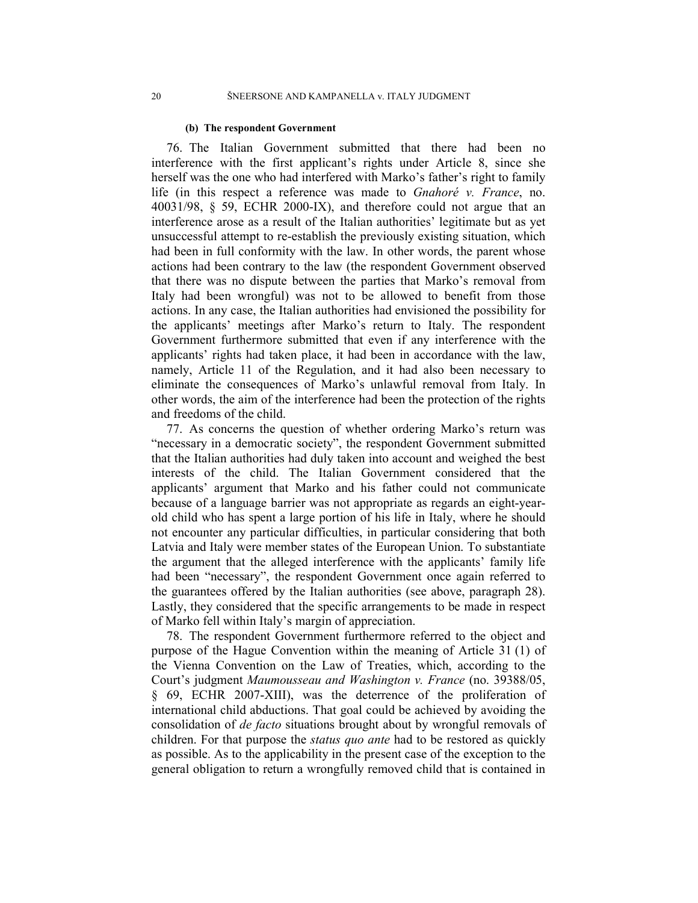#### (b) The respondent Government

76. The Italian Government submitted that there had been no interference with the first applicant's rights under Article 8, since she herself was the one who had interfered with Marko's father's right to family life (in this respect a reference was made to *Gnahoré v. France*, no. 40031/98, § 59, ECHR 2000-IX), and therefore could not argue that an interference arose as a result of the Italian authorities' legitimate but as yet unsuccessful attempt to re-establish the previously existing situation, which had been in full conformity with the law. In other words, the parent whose actions had been contrary to the law (the respondent Government observed that there was no dispute between the parties that Marko's removal from Italy had been wrongful) was not to be allowed to benefit from those actions. In any case, the Italian authorities had envisioned the possibility for the applicants' meetings after Marko's return to Italy. The respondent Government furthermore submitted that even if any interference with the applicants' rights had taken place, it had been in accordance with the law, namely, Article 11 of the Regulation, and it had also been necessary to eliminate the consequences of Marko's unlawful removal from Italy. In other words, the aim of the interference had been the protection of the rights and freedoms of the child.

77. As concerns the question of whether ordering Marko's return was "necessary in a democratic society", the respondent Government submitted that the Italian authorities had duly taken into account and weighed the best interests of the child. The Italian Government considered that the applicants' argument that Marko and his father could not communicate because of a language barrier was not appropriate as regards an eight-year-old child who has spent a large portion of his life in Italy, where he should not encounter any particular difficulties, in particular considering that both Latvia and Italy were member states of the European Union. To substantiate the argument that the alleged interference with the applicants' family life had been "necessary", the respondent Government once again referred to the guarantees offered by the Italian authorities (see above, paragraph 28). Lastly, they considered that the specific arrangements to be made in respect of Marko fell within Italy's margin of appreciation.

78. The respondent Government furthermore referred to the object and purpose of the Hague Convention within the meaning of Article 31 (1) of the Vienna Convention on the Law of Treaties, which, according to the Court's judgment *Maumousseau and Washington v. France* (no. 39388/05, § 69, ECHR 2007-XIII), was the deterrence of the proliferation of international child abductions. That goal could be achieved by avoiding the consolidation of *de facto* situations brought about by wrongful removals of children. For that purpose the *status quo ante* had to be restored as quickly as possible. As to the applicability in the present case of the exception to the general obligation to return a wrongfully removed child that is contained in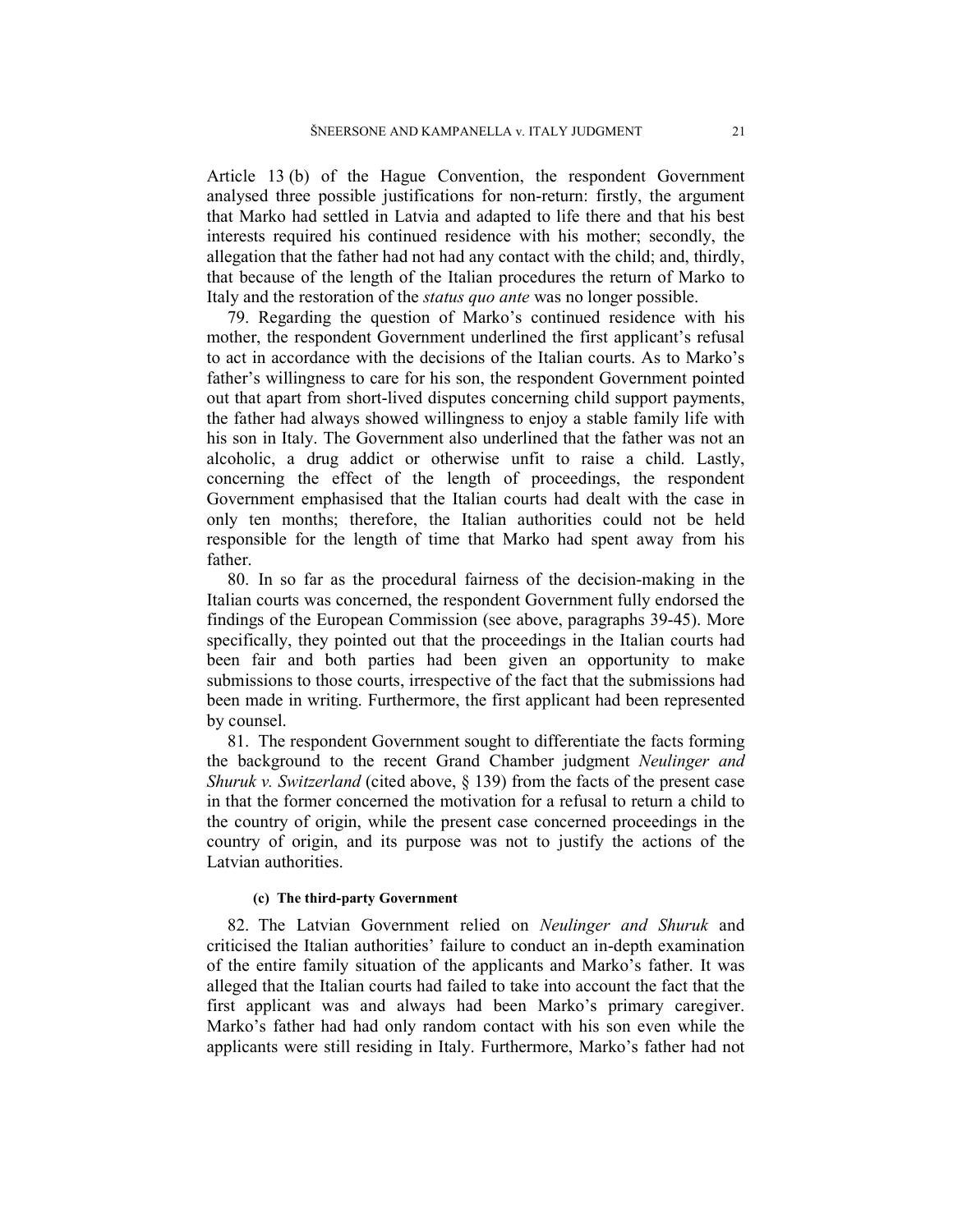Article 13 (b) of the Hague Convention, the respondent Government analysed three possible justifications for non-return: firstly, the argument that Marko had settled in Latvia and adapted to life there and that his best interests required his continued residence with his mother; secondly, the allegation that the father had not had any contact with the child; and, thirdly, that because of the length of the Italian procedures the return of Marko to Italy and the restoration of the *status quo ante* was no longer possible.

79. Regarding the question of Marko's continued residence with his mother, the respondent Government underlined the first applicant's refusal to act in accordance with the decisions of the Italian courts. As to Marko's father's willingness to care for his son, the respondent Government pointed out that apart from short-lived disputes concerning child support payments, the father had always showed willingness to enjoy a stable family life with his son in Italy. The Government also underlined that the father was not an alcoholic, a drug addict or otherwise unfit to raise a child. Lastly, concerning the effect of the length of proceedings, the respondent Government emphasised that the Italian courts had dealt with the case in only ten months; therefore, the Italian authorities could not be held responsible for the length of time that Marko had spent away from his father.

80. In so far as the procedural fairness of the decision-making in the Italian courts was concerned, the respondent Government fully endorsed the findings of the European Commission (see above, paragraphs 39-45). More specifically, they pointed out that the proceedings in the Italian courts had been fair and both parties had been given an opportunity to make submissions to those courts, irrespective of the fact that the submissions had been made in writing. Furthermore, the first applicant had been represented by counsel.

81. The respondent Government sought to differentiate the facts forming the background to the recent Grand Chamber judgment *Neulinger and Shuruk v. Switzerland* (cited above, § 139) from the facts of the present case in that the former concerned the motivation for a refusal to return a child to the country of origin, while the present case concerned proceedings in the country of origin, and its purpose was not to justify the actions of the Latvian authorities.

#### (c) The third-party Government

82. The Latvian Government relied on *Neulinger and Shuruk* and criticised the Italian authorities' failure to conduct an in-depth examination of the entire family situation of the applicants and Marko's father. It was alleged that the Italian courts had failed to take into account the fact that the first applicant was and always had been Marko's primary caregiver. Marko's father had had only random contact with his son even while the applicants were still residing in Italy. Furthermore, Marko's father had not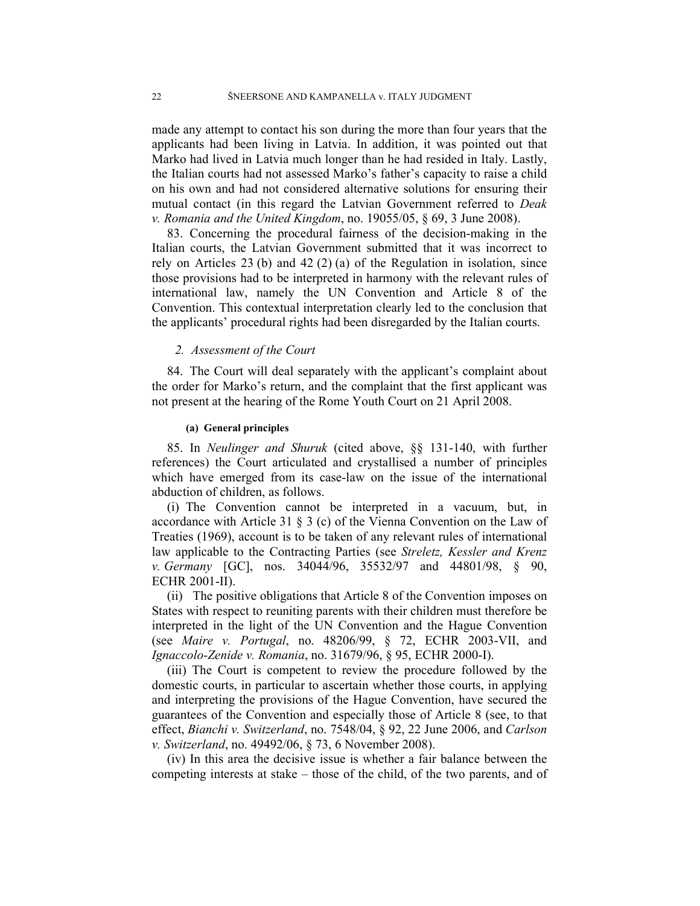made any attempt to contact his son during the more than four years that the applicants had been living in Latvia. In addition, it was pointed out that Marko had lived in Latvia much longer than he had resided in Italy. Lastly, the Italian courts had not assessed Marko's father's capacity to raise a child on his own and had not considered alternative solutions for ensuring their mutual contact (in this regard the Latvian Government referred to *Deak v. Romania and the United Kingdom*, no. 19055/05, § 69, 3 June 2008).

83. Concerning the procedural fairness of the decision-making in the Italian courts, the Latvian Government submitted that it was incorrect to rely on Articles 23 (b) and 42 (2) (a) of the Regulation in isolation, since those provisions had to be interpreted in harmony with the relevant rules of international law, namely the UN Convention and Article 8 of the Convention. This contextual interpretation clearly led to the conclusion that the applicants' procedural rights had been disregarded by the Italian courts.

*2. Assessment of the Court*

84. The Court will deal separately with the applicant's complaint about the order for Marko's return, and the complaint that the first applicant was not present at the hearing of the Rome Youth Court on 21 April 2008.

**(a) General principles**

85. In *Neulinger and Shuruk* (cited above, §§ 131-140, with further references) the Court articulated and crystallised a number of principles which have emerged from its case-law on the issue of the international abduction of children, as follows.

(i) The Convention cannot be interpreted in a vacuum, but, in accordance with Article 31 § 3 (c) of the Vienna Convention on the Law of Treaties (1969), account is to be taken of any relevant rules of international law applicable to the Contracting Parties (see *Streletz, Kessler and Krenz v. Germany* [GC], nos. 34044/96, 35532/97 and 44801/98, § 90, ECHR 2001-II).

(ii) The positive obligations that Article 8 of the Convention imposes on States with respect to reuniting parents with their children must therefore be interpreted in the light of the UN Convention and the Hague Convention (see *Maire v. Portugal*, no. 48206/99, § 72, ECHR 2003-VII, and *Ignaccolo-Zenide v. Romania*, no. 31679/96, § 95, ECHR 2000-I).

(iii) The Court is competent to review the procedure followed by the domestic courts, in particular to ascertain whether those courts, in applying and interpreting the provisions of the Hague Convention, have secured the guarantees of the Convention and especially those of Article 8 (see, to that effect, *Bianchi v. Switzerland*, no. 7548/04, § 92, 22 June 2006, and *Carlson v. Switzerland*, no. 49492/06, § 73, 6 November 2008).

(iv) In this area the decisive issue is whether a fair balance between the competing interests at stake – those of the child, of the two parents, and of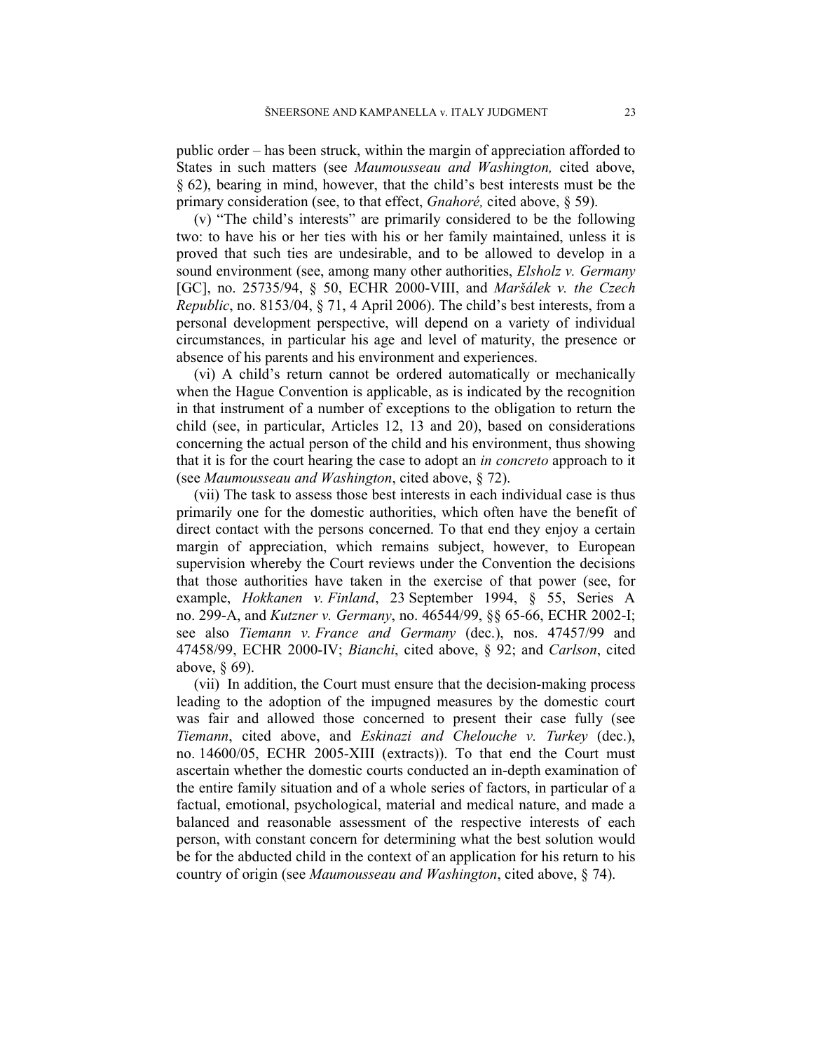public order – has been struck, within the margin of appreciation afforded to States in such matters (see *Maumousseau and Washington,* cited above, § 62), bearing in mind, however, that the child's best interests must be the primary consideration (see, to that effect, *Gnahoré,* cited above, § 59).

(v) "The child's interests" are primarily considered to be the following two: to have his or her ties with his or her family maintained, unless it is proved that such ties are undesirable, and to be allowed to develop in a sound environment (see, among many other authorities, *Elsholz v. Germany* [GC], no. 25735/94, § 50, ECHR 2000-VIII, and *Maršálek v. the Czech Republic*, no. 8153/04, § 71, 4 April 2006). The child's best interests, from a personal development perspective, will depend on a variety of individual circumstances, in particular his age and level of maturity, the presence or absence of his parents and his environment and experiences.

(vi) A child's return cannot be ordered automatically or mechanically when the Hague Convention is applicable, as is indicated by the recognition in that instrument of a number of exceptions to the obligation to return the child (see, in particular, Articles 12, 13 and 20), based on considerations concerning the actual person of the child and his environment, thus showing that it is for the court hearing the case to adopt an *in concreto* approach to it (see *Maumousseau and Washington*, cited above, § 72).

(vii) The task to assess those best interests in each individual case is thus primarily one for the domestic authorities, which often have the benefit of direct contact with the persons concerned. To that end they enjoy a certain margin of appreciation, which remains subject, however, to European supervision whereby the Court reviews under the Convention the decisions that those authorities have taken in the exercise of that power (see, for example, *Hokkanen v. Finland*, 23 September 1994, § 55, Series A no. 299-A, and *Kutzner v. Germany*, no. 46544/99, §§ 65-66, ECHR 2002-I; see also *Tiemann v. France and Germany* (dec.), nos. 47457/99 and 47458/99, ECHR 2000-IV; *Bianchi*, cited above, § 92; and *Carlson*, cited above, § 69).

(vii) In addition, the Court must ensure that the decision-making process leading to the adoption of the impugned measures by the domestic court was fair and allowed those concerned to present their case fully (see *Tiemann*, cited above, and *Eskinazi and Chelouche v. Turkey* (dec.), no. 14600/05, ECHR 2005-XIII (extracts)). To that end the Court must ascertain whether the domestic courts conducted an in-depth examination of the entire family situation and of a whole series of factors, in particular of a factual, emotional, psychological, material and medical nature, and made a balanced and reasonable assessment of the respective interests of each person, with constant concern for determining what the best solution would be for the abducted child in the context of an application for his return to his country of origin (see *Maumousseau and Washington*, cited above, § 74).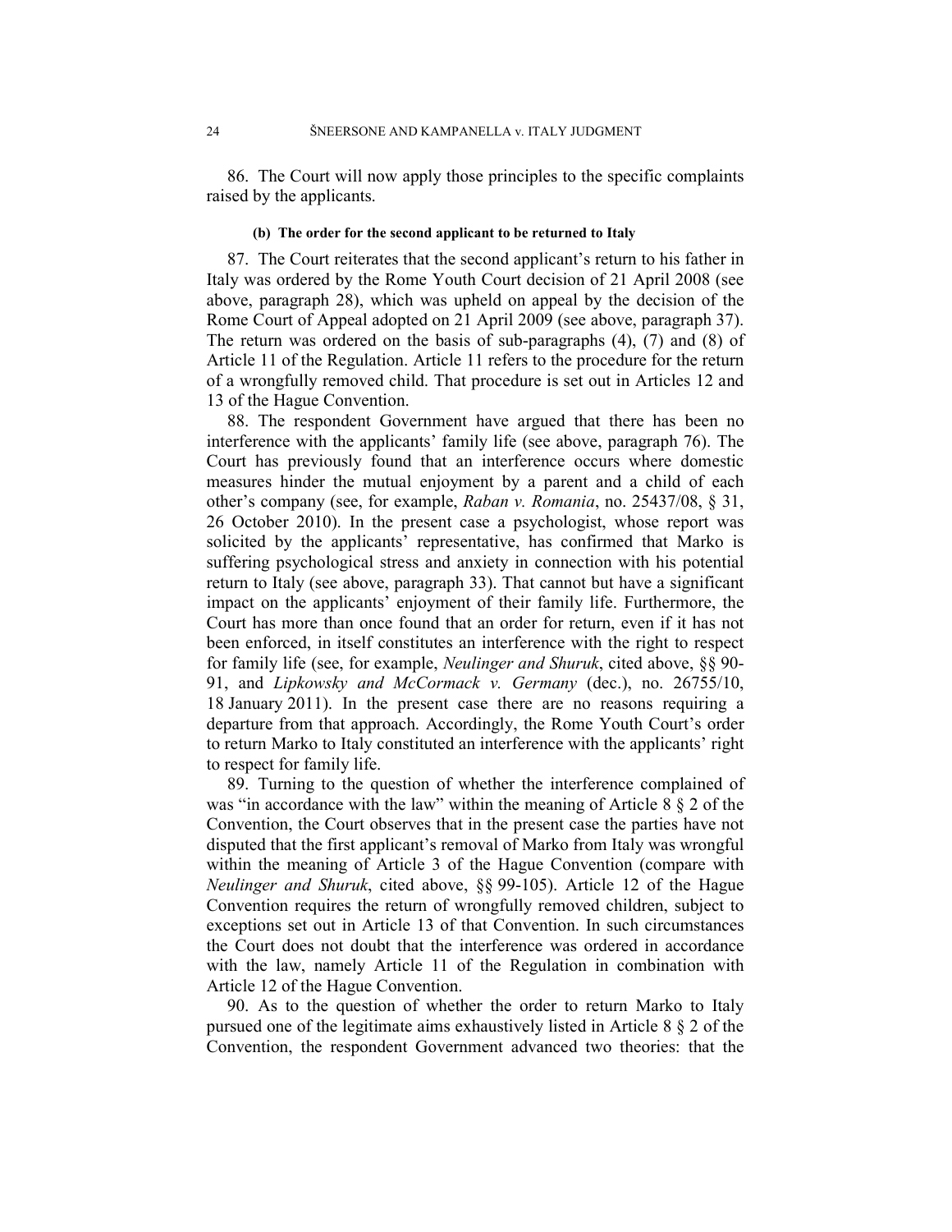86. The Court will now apply those principles to the specific complaints raised by the applicants.

#### (b) The order for the second applicant to be returned to Italy

87. The Court reiterates that the second applicant's return to his father in Italy was ordered by the Rome Youth Court decision of 21 April 2008 (see above, paragraph 28), which was upheld on appeal by the decision of the Rome Court of Appeal adopted on 21 April 2009 (see above, paragraph 37). The return was ordered on the basis of sub-paragraphs (4), (7) and (8) of Article 11 of the Regulation. Article 11 refers to the procedure for the return of a wrongfully removed child. That procedure is set out in Articles 12 and 13 of the Hague Convention.

88. The respondent Government have argued that there has been no interference with the applicants' family life (see above, paragraph 76). The Court has previously found that an interference occurs where domestic measures hinder the mutual enjoyment by a parent and a child of each other's company (see, for example, *Raban v. Romania*, no. 25437/08, § 31, 26 October 2010). In the present case a psychologist, whose report was solicited by the applicants' representative, has confirmed that Marko is suffering psychological stress and anxiety in connection with his potential return to Italy (see above, paragraph 33). That cannot but have a significant impact on the applicants' enjoyment of their family life. Furthermore, the Court has more than once found that an order for return, even if it has not been enforced, in itself constitutes an interference with the right to respect for family life (see, for example, *Neulinger and Shuruk*, cited above, §§ 90-91, and *Lipkowsky and McCormack v. Germany* (dec.), no. 26755/10, 18 January 2011). In the present case there are no reasons requiring a departure from that approach. Accordingly, the Rome Youth Court's order to return Marko to Italy constituted an interference with the applicants' right to respect for family life.

89. Turning to the question of whether the interference complained of was "in accordance with the law" within the meaning of Article 8 § 2 of the Convention, the Court observes that in the present case the parties have not disputed that the first applicant's removal of Marko from Italy was wrongful within the meaning of Article 3 of the Hague Convention (compare with *Neulinger and Shuruk*, cited above, §§ 99-105). Article 12 of the Hague Convention requires the return of wrongfully removed children, subject to exceptions set out in Article 13 of that Convention. In such circumstances the Court does not doubt that the interference was ordered in accordance with the law, namely Article 11 of the Regulation in combination with Article 12 of the Hague Convention.

90. As to the question of whether the order to return Marko to Italy pursued one of the legitimate aims exhaustively listed in Article 8 § 2 of the Convention, the respondent Government advanced two theories: that the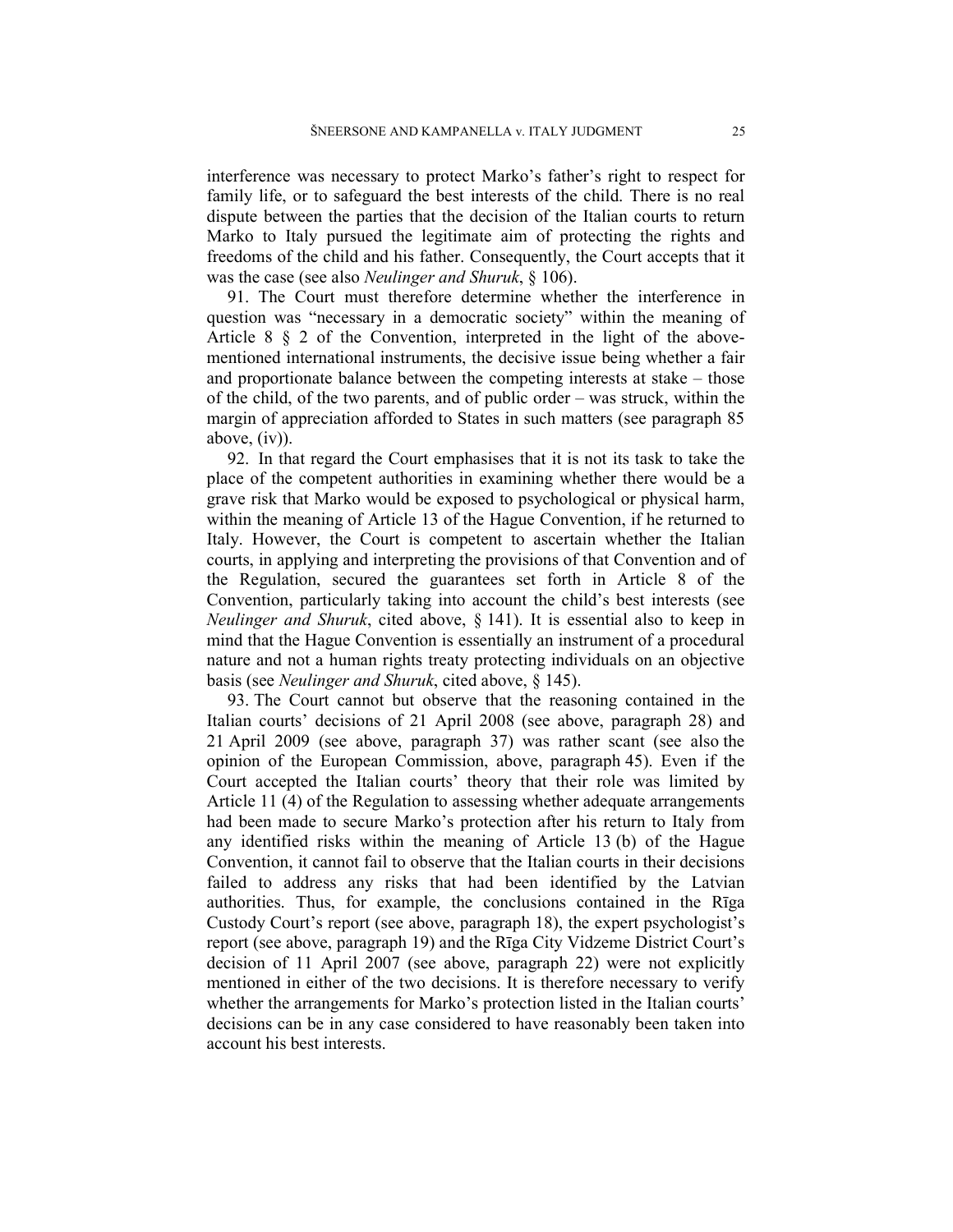interference was necessary to protect Marko's father's right to respect for family life, or to safeguard the best interests of the child. There is no real dispute between the parties that the decision of the Italian courts to return Marko to Italy pursued the legitimate aim of protecting the rights and freedoms of the child and his father. Consequently, the Court accepts that it was the case (see also *Neulinger and Shuruk*, § 106).

91. The Court must therefore determine whether the interference in question was "necessary in a democratic society" within the meaning of Article 8 § 2 of the Convention, interpreted in the light of the above-mentioned international instruments, the decisive issue being whether a fair and proportionate balance between the competing interests at stake – those of the child, of the two parents, and of public order – was struck, within the margin of appreciation afforded to States in such matters (see paragraph 85 above, (iv)).

92. In that regard the Court emphasises that it is not its task to take the place of the competent authorities in examining whether there would be a grave risk that Marko would be exposed to psychological or physical harm, within the meaning of Article 13 of the Hague Convention, if he returned to Italy. However, the Court is competent to ascertain whether the Italian courts, in applying and interpreting the provisions of that Convention and of the Regulation, secured the guarantees set forth in Article 8 of the Convention, particularly taking into account the child's best interests (see *Neulinger and Shuruk*, cited above, § 141). It is essential also to keep in mind that the Hague Convention is essentially an instrument of a procedural nature and not a human rights treaty protecting individuals on an objective basis (see *Neulinger and Shuruk*, cited above, § 145).

93. The Court cannot but observe that the reasoning contained in the Italian courts' decisions of 21 April 2008 (see above, paragraph 28) and 21 April 2009 (see above, paragraph 37) was rather scant (see also the opinion of the European Commission, above, paragraph 45). Even if the Court accepted the Italian courts' theory that their role was limited by Article 11 (4) of the Regulation to assessing whether adequate arrangements had been made to secure Marko's protection after his return to Italy from any identified risks within the meaning of Article 13 (b) of the Hague Convention, it cannot fail to observe that the Italian courts in their decisions failed to address any risks that had been identified by the Latvian authorities. Thus, for example, the conclusions contained in the Rīga Custody Court's report (see above, paragraph 18), the expert psychologist's report (see above, paragraph 19) and the Rīga City Vidzeme District Court's decision of 11 April 2007 (see above, paragraph 22) were not explicitly mentioned in either of the two decisions. It is therefore necessary to verify whether the arrangements for Marko's protection listed in the Italian courts' decisions can be in any case considered to have reasonably been taken into account his best interests.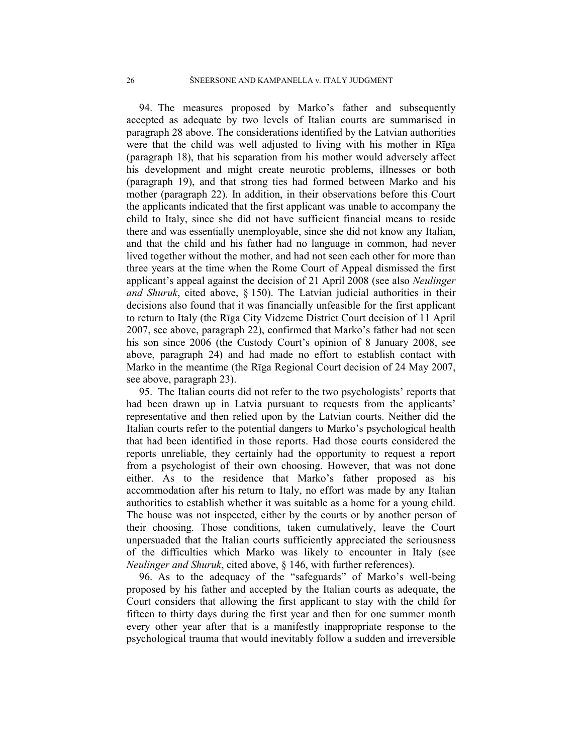94. The measures proposed by Marko's father and subsequently accepted as adequate by two levels of Italian courts are summarised in paragraph 28 above. The considerations identified by the Latvian authorities were that the child was well adjusted to living with his mother in Rīga (paragraph 18), that his separation from his mother would adversely affect his development and might create neurotic problems, illnesses or both (paragraph 19), and that strong ties had formed between Marko and his mother (paragraph 22). In addition, in their observations before this Court the applicants indicated that the first applicant was unable to accompany the child to Italy, since she did not have sufficient financial means to reside there and was essentially unemployable, since she did not know any Italian, and that the child and his father had no language in common, had never lived together without the mother, and had not seen each other for more than three years at the time when the Rome Court of Appeal dismissed the first applicant's appeal against the decision of 21 April 2008 (see also *Neulinger and Shuruk*, cited above, § 150). The Latvian judicial authorities in their decisions also found that it was financially unfeasible for the first applicant to return to Italy (the Rīga City Vidzeme District Court decision of 11 April 2007, see above, paragraph 22), confirmed that Marko's father had not seen his son since 2006 (the Custody Court's opinion of 8 January 2008, see above, paragraph 24) and had made no effort to establish contact with Marko in the meantime (the Rīga Regional Court decision of 24 May 2007, see above, paragraph 23).

95. The Italian courts did not refer to the two psychologists' reports that had been drawn up in Latvia pursuant to requests from the applicants' representative and then relied upon by the Latvian courts. Neither did the Italian courts refer to the potential dangers to Marko's psychological health that had been identified in those reports. Had those courts considered the reports unreliable, they certainly had the opportunity to request a report from a psychologist of their own choosing. However, that was not done either. As to the residence that Marko's father proposed as his accommodation after his return to Italy, no effort was made by any Italian authorities to establish whether it was suitable as a home for a young child. The house was not inspected, either by the courts or by another person of their choosing. Those conditions, taken cumulatively, leave the Court unpersuaded that the Italian courts sufficiently appreciated the seriousness of the difficulties which Marko was likely to encounter in Italy (see *Neulinger and Shuruk*, cited above, § 146, with further references).

96. As to the adequacy of the "safeguards" of Marko's well-being proposed by his father and accepted by the Italian courts as adequate, the Court considers that allowing the first applicant to stay with the child for fifteen to thirty days during the first year and then for one summer month every other year after that is a manifestly inappropriate response to the psychological trauma that would inevitably follow a sudden and irreversible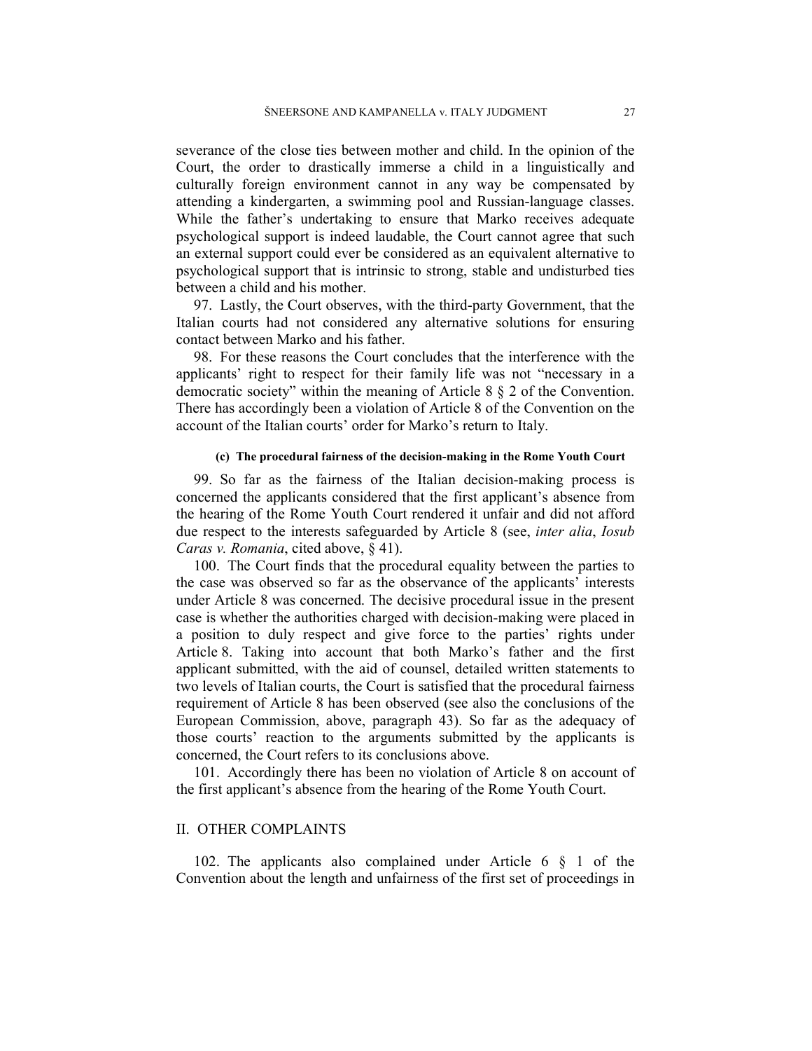severance of the close ties between mother and child. In the opinion of the Court, the order to drastically immerse a child in a linguistically and culturally foreign environment cannot in any way be compensated by attending a kindergarten, a swimming pool and Russian-language classes. While the father's undertaking to ensure that Marko receives adequate psychological support is indeed laudable, the Court cannot agree that such an external support could ever be considered as an equivalent alternative to psychological support that is intrinsic to strong, stable and undisturbed ties between a child and his mother.

97. Lastly, the Court observes, with the third-party Government, that the Italian courts had not considered any alternative solutions for ensuring contact between Marko and his father.

98. For these reasons the Court concludes that the interference with the applicants' right to respect for their family life was not "necessary in a democratic society" within the meaning of Article 8 § 2 of the Convention. There has accordingly been a violation of Article 8 of the Convention on the account of the Italian courts' order for Marko's return to Italy.

#### (c) The procedural fairness of the decision-making in the Rome Youth Court

99. So far as the fairness of the Italian decision-making process is concerned the applicants considered that the first applicant's absence from the hearing of the Rome Youth Court rendered it unfair and did not afford due respect to the interests safeguarded by Article 8 (see, *inter alia*, *Iosub Caras v. Romania*, cited above, § 41).

100. The Court finds that the procedural equality between the parties to the case was observed so far as the observance of the applicants' interests under Article 8 was concerned. The decisive procedural issue in the present case is whether the authorities charged with decision-making were placed in a position to duly respect and give force to the parties' rights under Article 8. Taking into account that both Marko's father and the first applicant submitted, with the aid of counsel, detailed written statements to two levels of Italian courts, the Court is satisfied that the procedural fairness requirement of Article 8 has been observed (see also the conclusions of the European Commission, above, paragraph 43). So far as the adequacy of those courts' reaction to the arguments submitted by the applicants is concerned, the Court refers to its conclusions above.

101. Accordingly there has been no violation of Article 8 on account of the first applicant's absence from the hearing of the Rome Youth Court.

## II. OTHER COMPLAINTS

102. The applicants also complained under Article 6 § 1 of the Convention about the length and unfairness of the first set of proceedings in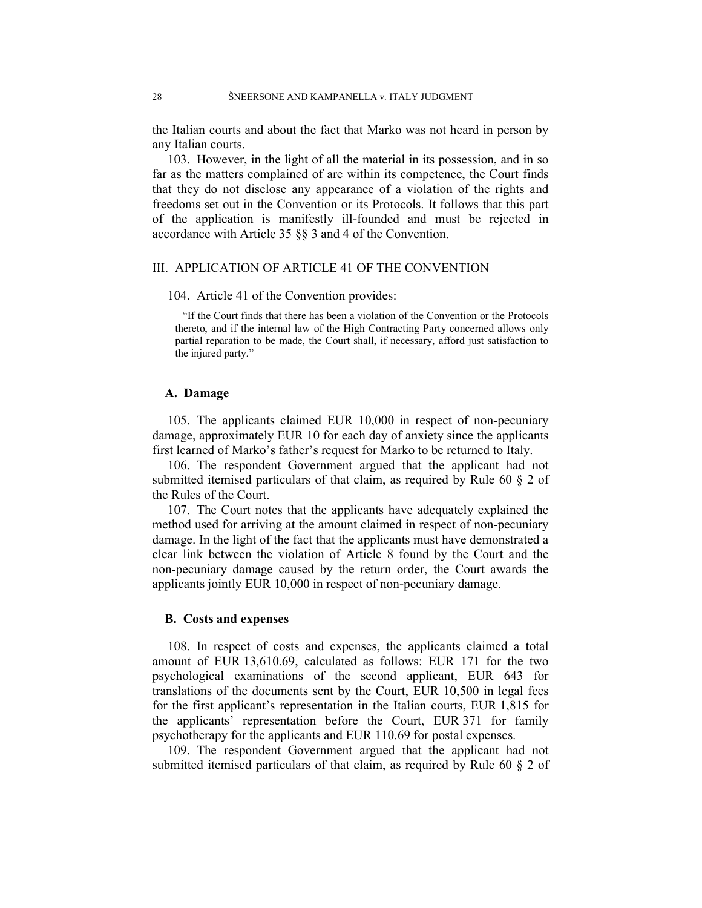the Italian courts and about the fact that Marko was not heard in person by any Italian courts.

103. However, in the light of all the material in its possession, and in so far as the matters complained of are within its competence, the Court finds that they do not disclose any appearance of a violation of the rights and freedoms set out in the Convention or its Protocols. It follows that this part of the application is manifestly ill-founded and must be rejected in accordance with Article 35 §§ 3 and 4 of the Convention.

## III. APPLICATION OF ARTICLE 41 OF THE CONVENTION

104. Article 41 of the Convention provides:

> "If the Court finds that there has been a violation of the Convention or the Protocols thereto, and if the internal law of the High Contracting Party concerned allows only partial reparation to be made, the Court shall, if necessary, afford just satisfaction to the injured party."

### A. Damage

105. The applicants claimed EUR 10,000 in respect of non-pecuniary damage, approximately EUR 10 for each day of anxiety since the applicants first learned of Marko's father's request for Marko to be returned to Italy.

106. The respondent Government argued that the applicant had not submitted itemised particulars of that claim, as required by Rule 60 § 2 of the Rules of the Court.

107. The Court notes that the applicants have adequately explained the method used for arriving at the amount claimed in respect of non-pecuniary damage. In the light of the fact that the applicants must have demonstrated a clear link between the violation of Article 8 found by the Court and the non-pecuniary damage caused by the return order, the Court awards the applicants jointly EUR 10,000 in respect of non-pecuniary damage.

### B. Costs and expenses

108. In respect of costs and expenses, the applicants claimed a total amount of EUR 13,610.69, calculated as follows: EUR 171 for the two psychological examinations of the second applicant, EUR 643 for translations of the documents sent by the Court, EUR 10,500 in legal fees for the first applicant's representation in the Italian courts, EUR 1,815 for the applicants' representation before the Court, EUR 371 for family psychotherapy for the applicants and EUR 110.69 for postal expenses.

109. The respondent Government argued that the applicant had not submitted itemised particulars of that claim, as required by Rule 60 § 2 of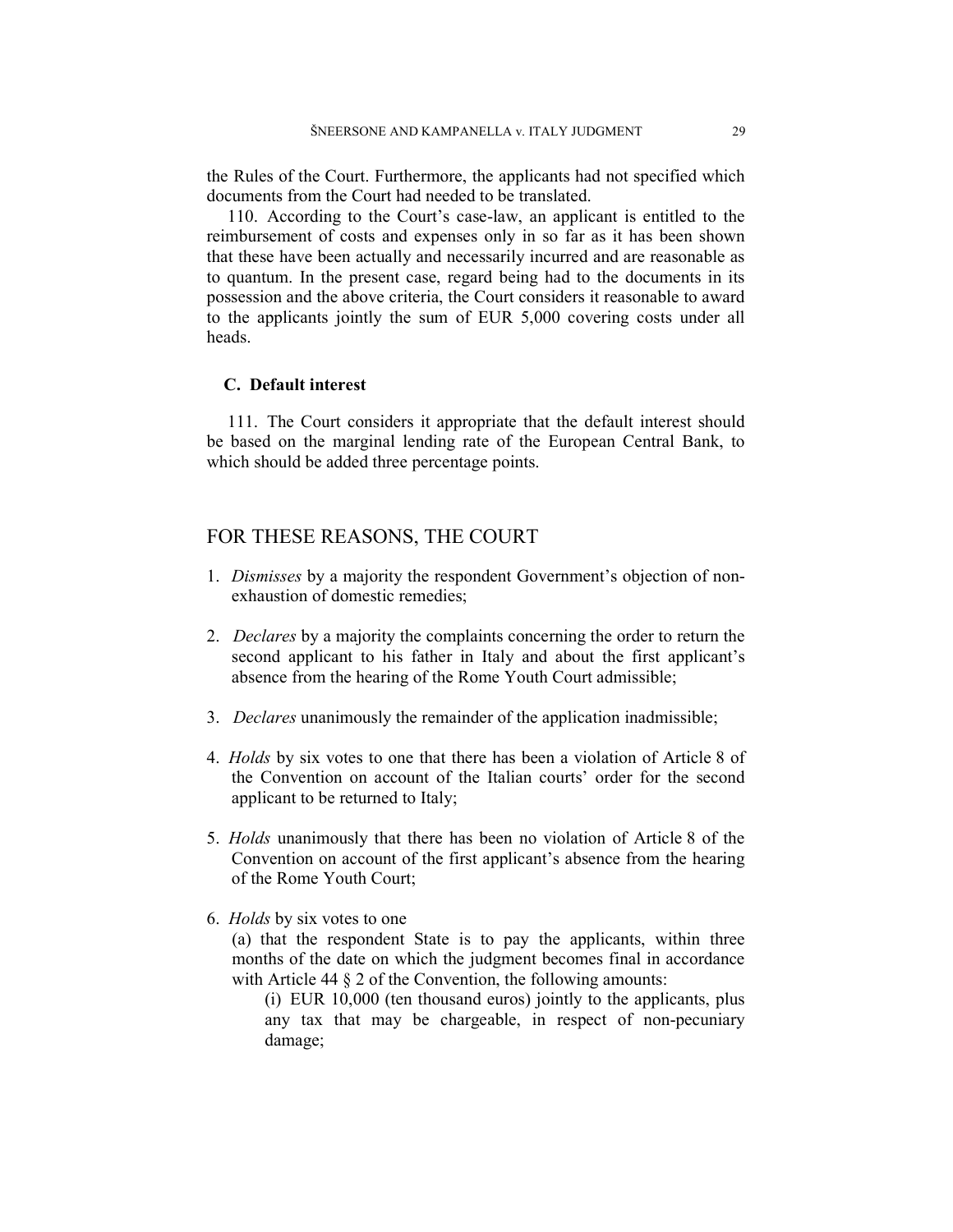the Rules of the Court. Furthermore, the applicants had not specified which documents from the Court had needed to be translated.

110. According to the Court's case-law, an applicant is entitled to the reimbursement of costs and expenses only in so far as it has been shown that these have been actually and necessarily incurred and are reasonable as to quantum. In the present case, regard being had to the documents in its possession and the above criteria, the Court considers it reasonable to award to the applicants jointly the sum of EUR 5,000 covering costs under all heads.

### C. Default interest

111. The Court considers it appropriate that the default interest should be based on the marginal lending rate of the European Central Bank, to which should be added three percentage points.

## FOR THESE REASONS, THE COURT

1. *Dismisses* by a majority the respondent Government's objection of non-exhaustion of domestic remedies;

2. *Declares* by a majority the complaints concerning the order to return the second applicant to his father in Italy and about the first applicant's absence from the hearing of the Rome Youth Court admissible;

3. *Declares* unanimously the remainder of the application inadmissible;

4. *Holds* by six votes to one that there has been a violation of Article 8 of the Convention on account of the Italian courts' order for the second applicant to be returned to Italy;

5. *Holds* unanimously that there has been no violation of Article 8 of the Convention on account of the first applicant's absence from the hearing of the Rome Youth Court;

6. *Holds* by six votes to one

   (a) that the respondent State is to pay the applicants, within three months of the date on which the judgment becomes final in accordance with Article 44 § 2 of the Convention, the following amounts:

      (i) EUR 10,000 (ten thousand euros) jointly to the applicants, plus any tax that may be chargeable, in respect of non-pecuniary damage;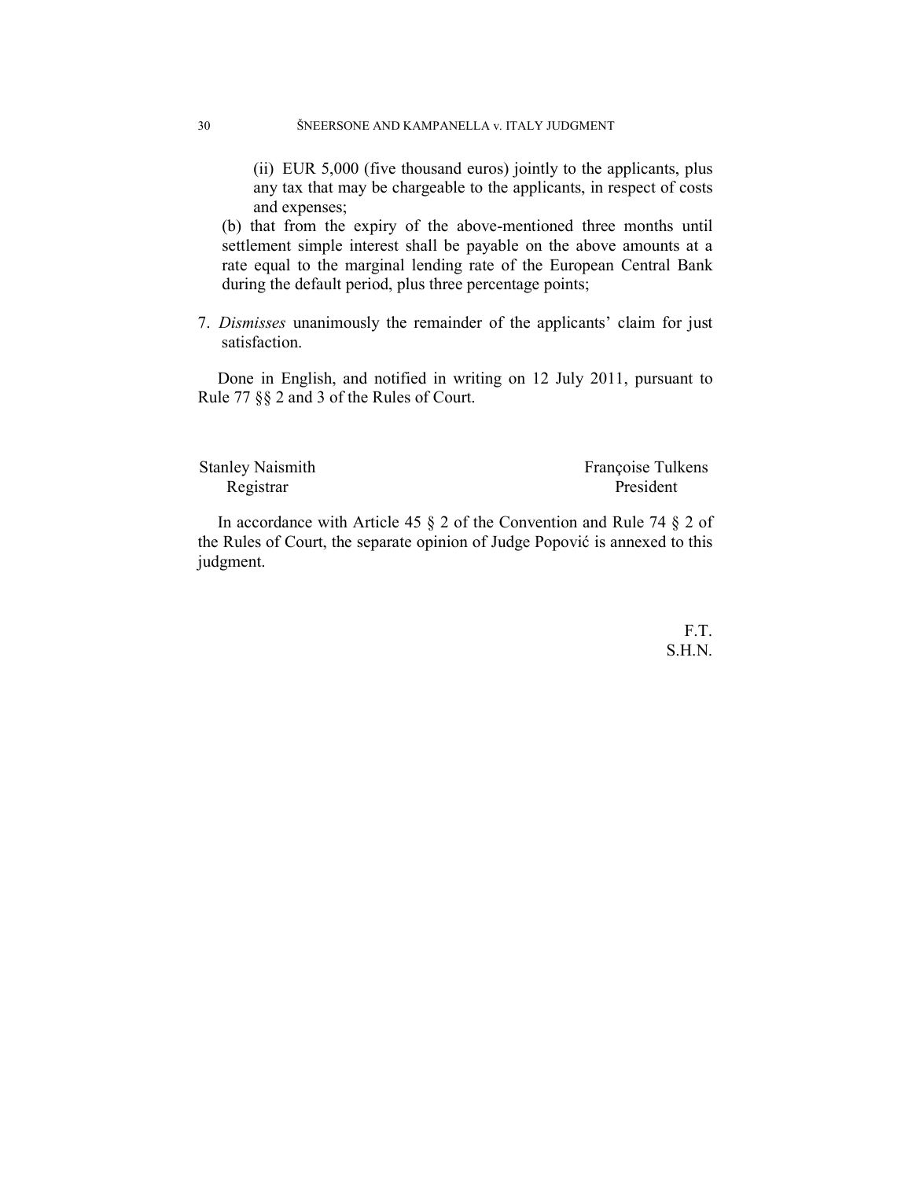(ii) EUR 5,000 (five thousand euros) jointly to the applicants, plus any tax that may be chargeable to the applicants, in respect of costs and expenses;

(b) that from the expiry of the above-mentioned three months until settlement simple interest shall be payable on the above amounts at a rate equal to the marginal lending rate of the European Central Bank during the default period, plus three percentage points;

7. *Dismisses* unanimously the remainder of the applicants' claim for just satisfaction.

Done in English, and notified in writing on 12 July 2011, pursuant to Rule 77 §§ 2 and 3 of the Rules of Court.

Stanley Naismith
Registrar

Françoise Tulkens
President

In accordance with Article 45 § 2 of the Convention and Rule 74 § 2 of the Rules of Court, the separate opinion of Judge Popović is annexed to this judgment.

F.T.
S.H.N.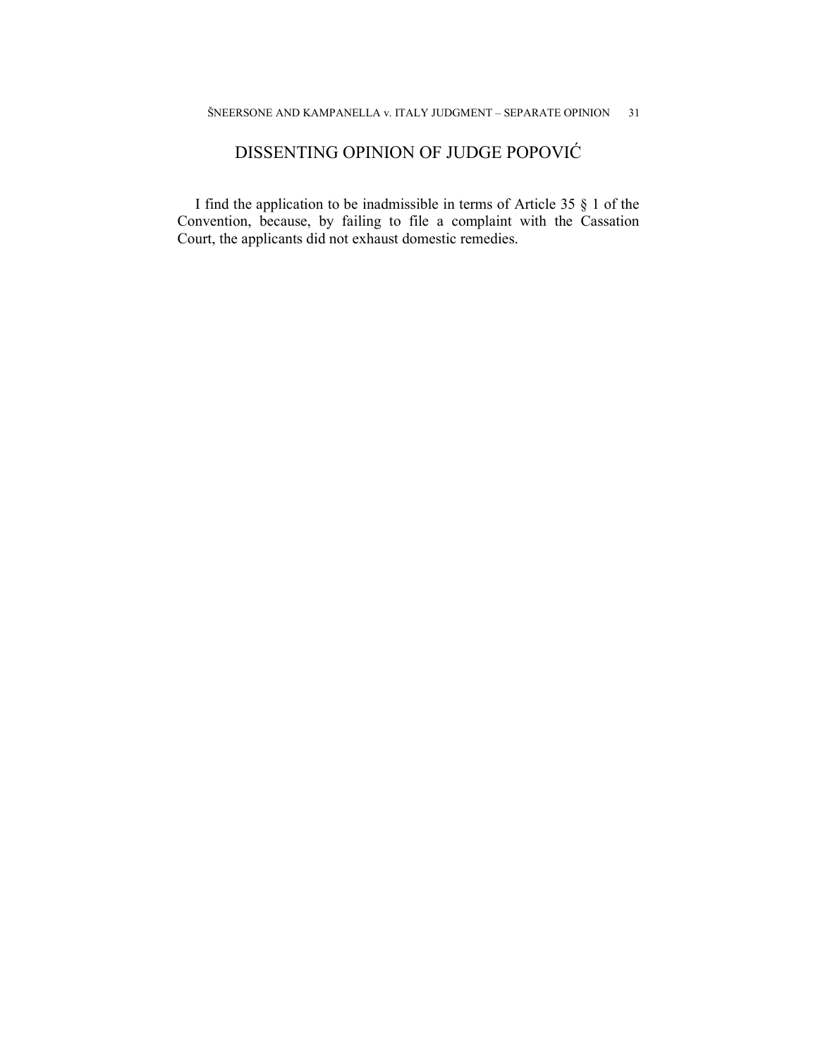# DISSENTING OPINION OF JUDGE POPOVIĆ

I find the application to be inadmissible in terms of Article 35 § 1 of the Convention, because, by failing to file a complaint with the Cassation Court, the applicants did not exhaust domestic remedies.